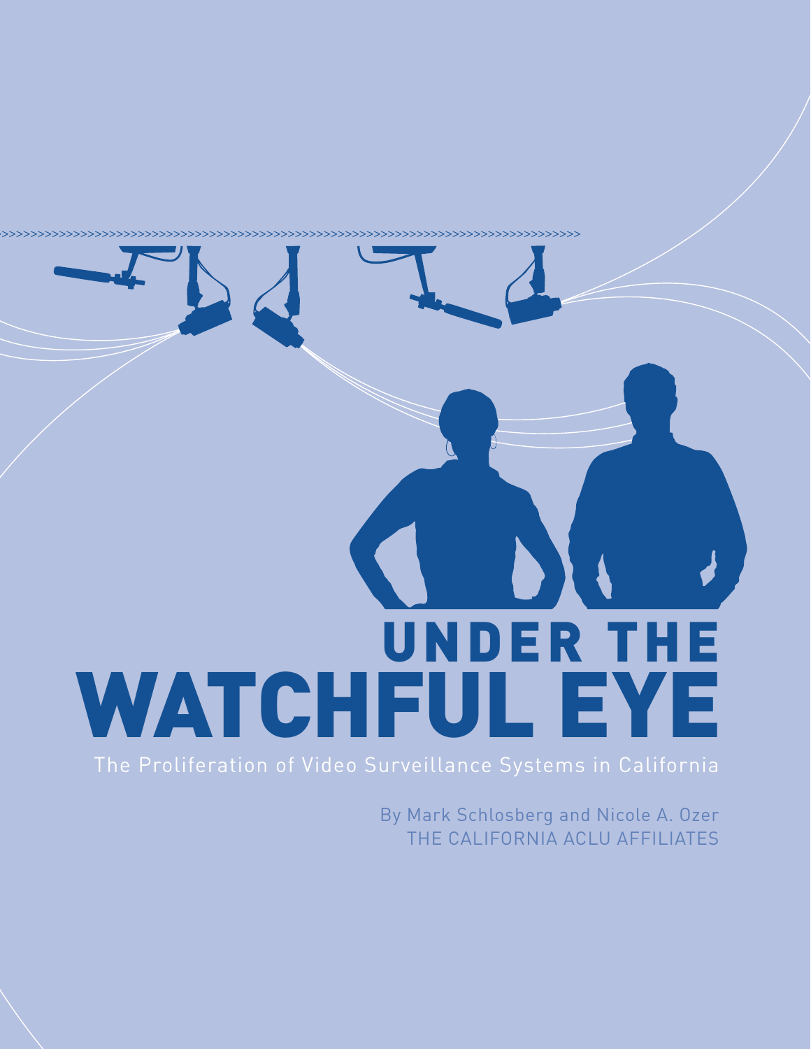# UNDER THE WATCHFUL EYE

The Proliferation of Video Surveillance Systems in California

By Mark Schlosberg and Nicole A. Ozer
THE CALIFORNIA ACLU AFFILIATES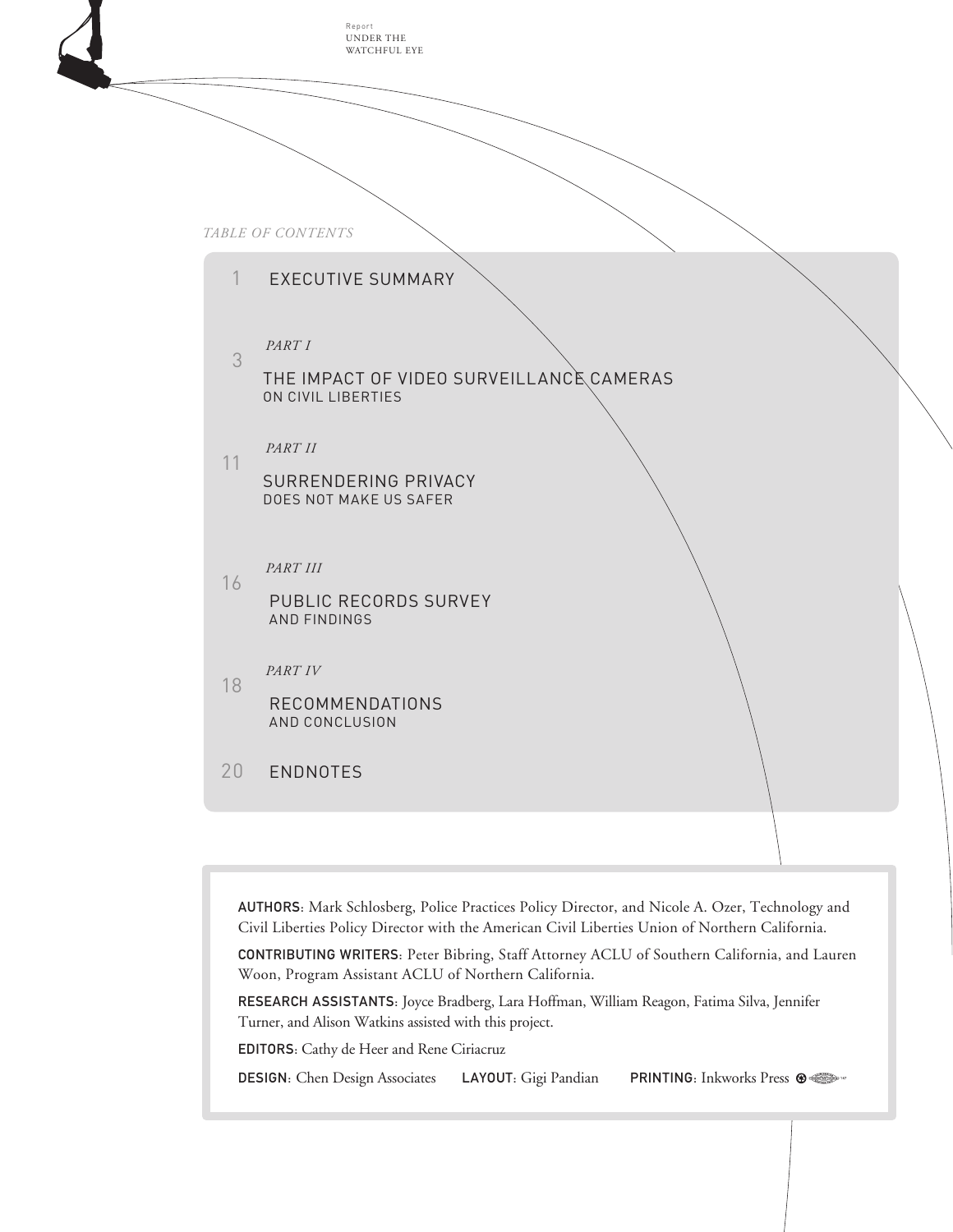*TABLE OF CONTENTS*

| | |
|---|---|
| 1 | EXECUTIVE SUMMARY |
| 3 | *PART I* THE IMPACT OF VIDEO SURVEILLANCE CAMERAS ON CIVIL LIBERTIES |
| 11 | *PART II* SURRENDERING PRIVACY DOES NOT MAKE US SAFER |
| 16 | *PART III* PUBLIC RECORDS SURVEY AND FINDINGS |
| 18 | *PART IV* RECOMMENDATIONS AND CONCLUSION |
| 20 | ENDNOTES |

AUTHORS: Mark Schlosberg, Police Practices Policy Director, and Nicole A. Ozer, Technology and Civil Liberties Policy Director with the American Civil Liberties Union of Northern California.

CONTRIBUTING WRITERS: Peter Bibring, Staff Attorney ACLU of Southern California, and Lauren Woon, Program Assistant ACLU of Northern California.

RESEARCH ASSISTANTS: Joyce Bradberg, Lara Hoffman, William Reagon, Fatima Silva, Jennifer Turner, and Alison Watkins assisted with this project.

EDITORS: Cathy de Heer and Rene Ciriacruz

DESIGN: Chen Design Associates LAYOUT: Gigi Pandian PRINTING: Inkworks Press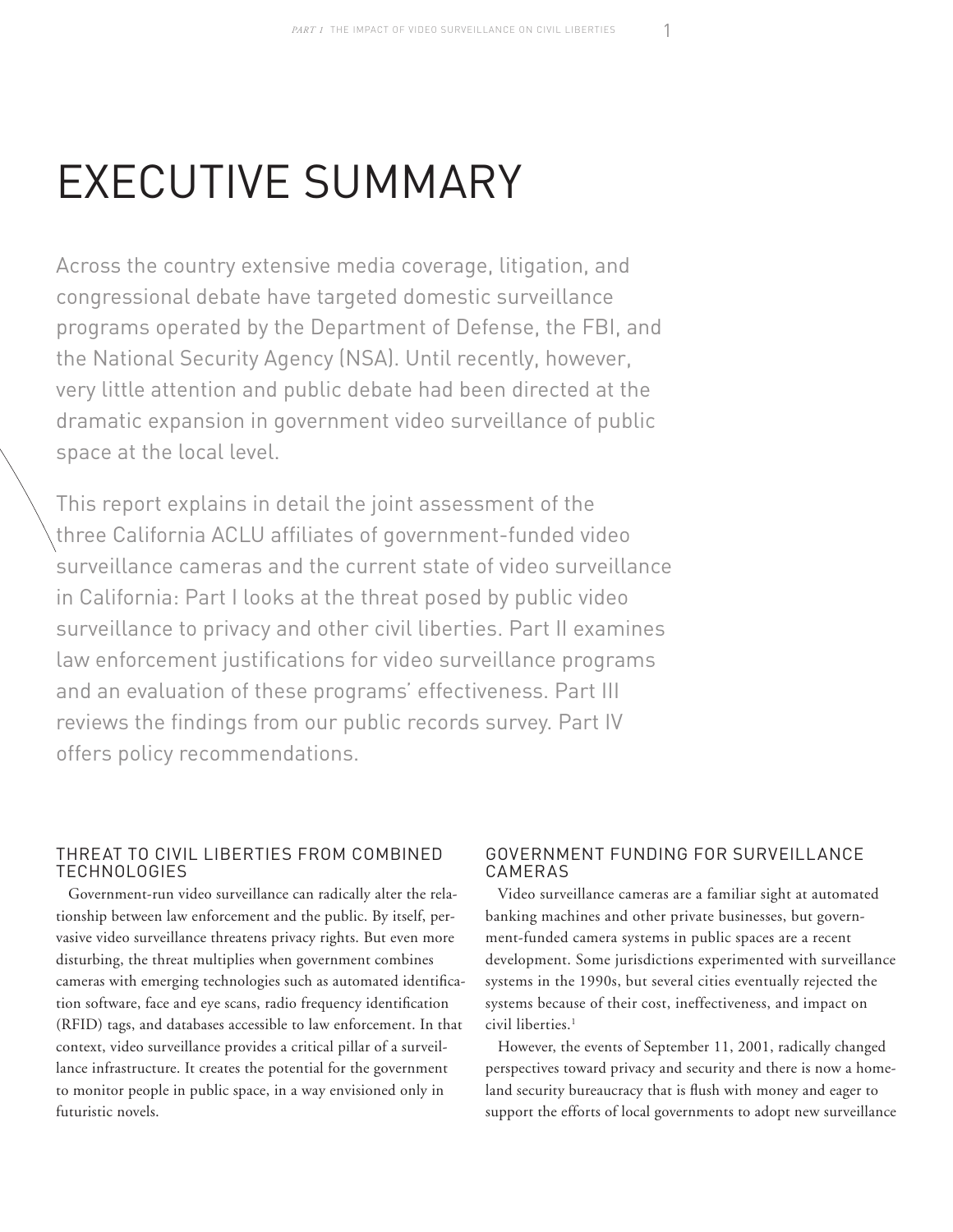# EXECUTIVE SUMMARY

Across the country extensive media coverage, litigation, and congressional debate have targeted domestic surveillance programs operated by the Department of Defense, the FBI, and the National Security Agency (NSA). Until recently, however, very little attention and public debate had been directed at the dramatic expansion in government video surveillance of public space at the local level.

This report explains in detail the joint assessment of the three California ACLU affiliates of government-funded video surveillance cameras and the current state of video surveillance in California: Part I looks at the threat posed by public video surveillance to privacy and other civil liberties. Part II examines law enforcement justifications for video surveillance programs and an evaluation of these programs' effectiveness. Part III reviews the findings from our public records survey. Part IV offers policy recommendations.

## THREAT TO CIVIL LIBERTIES FROM COMBINED TECHNOLOGIES

Government-run video surveillance can radically alter the relationship between law enforcement and the public. By itself, pervasive video surveillance threatens privacy rights. But even more disturbing, the threat multiplies when government combines cameras with emerging technologies such as automated identification software, face and eye scans, radio frequency identification (RFID) tags, and databases accessible to law enforcement. In that context, video surveillance provides a critical pillar of a surveillance infrastructure. It creates the potential for the government to monitor people in public space, in a way envisioned only in futuristic novels.

## GOVERNMENT FUNDING FOR SURVEILLANCE CAMERAS

Video surveillance cameras are a familiar sight at automated banking machines and other private businesses, but government-funded camera systems in public spaces are a recent development. Some jurisdictions experimented with surveillance systems in the 1990s, but several cities eventually rejected the systems because of their cost, ineffectiveness, and impact on civil liberties.[1]

However, the events of September 11, 2001, radically changed perspectives toward privacy and security and there is now a homeland security bureaucracy that is flush with money and eager to support the efforts of local governments to adopt new surveillance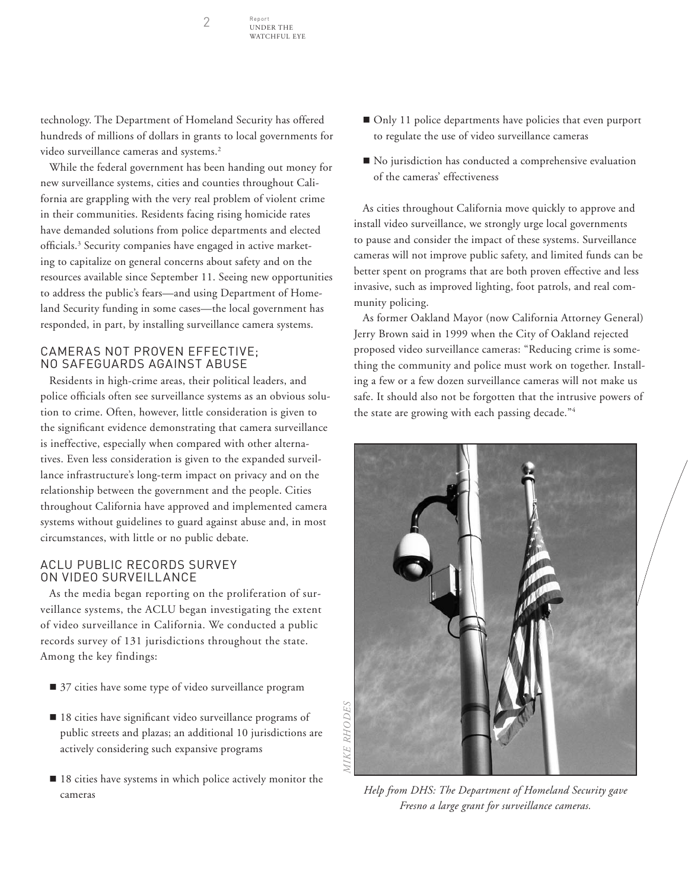technology. The Department of Homeland Security has offered hundreds of millions of dollars in grants to local governments for video surveillance cameras and systems.[2]

While the federal government has been handing out money for new surveillance systems, cities and counties throughout California are grappling with the very real problem of violent crime in their communities. Residents facing rising homicide rates have demanded solutions from police departments and elected officials.[3] Security companies have engaged in active marketing to capitalize on general concerns about safety and on the resources available since September 11. Seeing new opportunities to address the public's fears—and using Department of Homeland Security funding in some cases—the local government has responded, in part, by installing surveillance camera systems.

## CAMERAS NOT PROVEN EFFECTIVE; NO SAFEGUARDS AGAINST ABUSE

Residents in high-crime areas, their political leaders, and police officials often see surveillance systems as an obvious solution to crime. Often, however, little consideration is given to the significant evidence demonstrating that camera surveillance is ineffective, especially when compared with other alternatives. Even less consideration is given to the expanded surveillance infrastructure's long-term impact on privacy and on the relationship between the government and the people. Cities throughout California have approved and implemented camera systems without guidelines to guard against abuse and, in most circumstances, with little or no public debate.

## ACLU PUBLIC RECORDS SURVEY ON VIDEO SURVEILLANCE

As the media began reporting on the proliferation of surveillance systems, the ACLU began investigating the extent of video surveillance in California. We conducted a public records survey of 131 jurisdictions throughout the state. Among the key findings:

- 37 cities have some type of video surveillance program
- 18 cities have significant video surveillance programs of public streets and plazas; an additional 10 jurisdictions are actively considering such expansive programs
- 18 cities have systems in which police actively monitor the cameras
- Only 11 police departments have policies that even purport to regulate the use of video surveillance cameras
- No jurisdiction has conducted a comprehensive evaluation of the cameras' effectiveness

As cities throughout California move quickly to approve and install video surveillance, we strongly urge local governments to pause and consider the impact of these systems. Surveillance cameras will not improve public safety, and limited funds can be better spent on programs that are both proven effective and less invasive, such as improved lighting, foot patrols, and real community policing.

As former Oakland Mayor (now California Attorney General) Jerry Brown said in 1999 when the City of Oakland rejected proposed video surveillance cameras: "Reducing crime is something the community and police must work on together. Installing a few or a few dozen surveillance cameras will not make us safe. It should also not be forgotten that the intrusive powers of the state are growing with each passing decade."[4]

MIKE RHODES

*Help from DHS: The Department of Homeland Security gave Fresno a large grant for surveillance cameras.*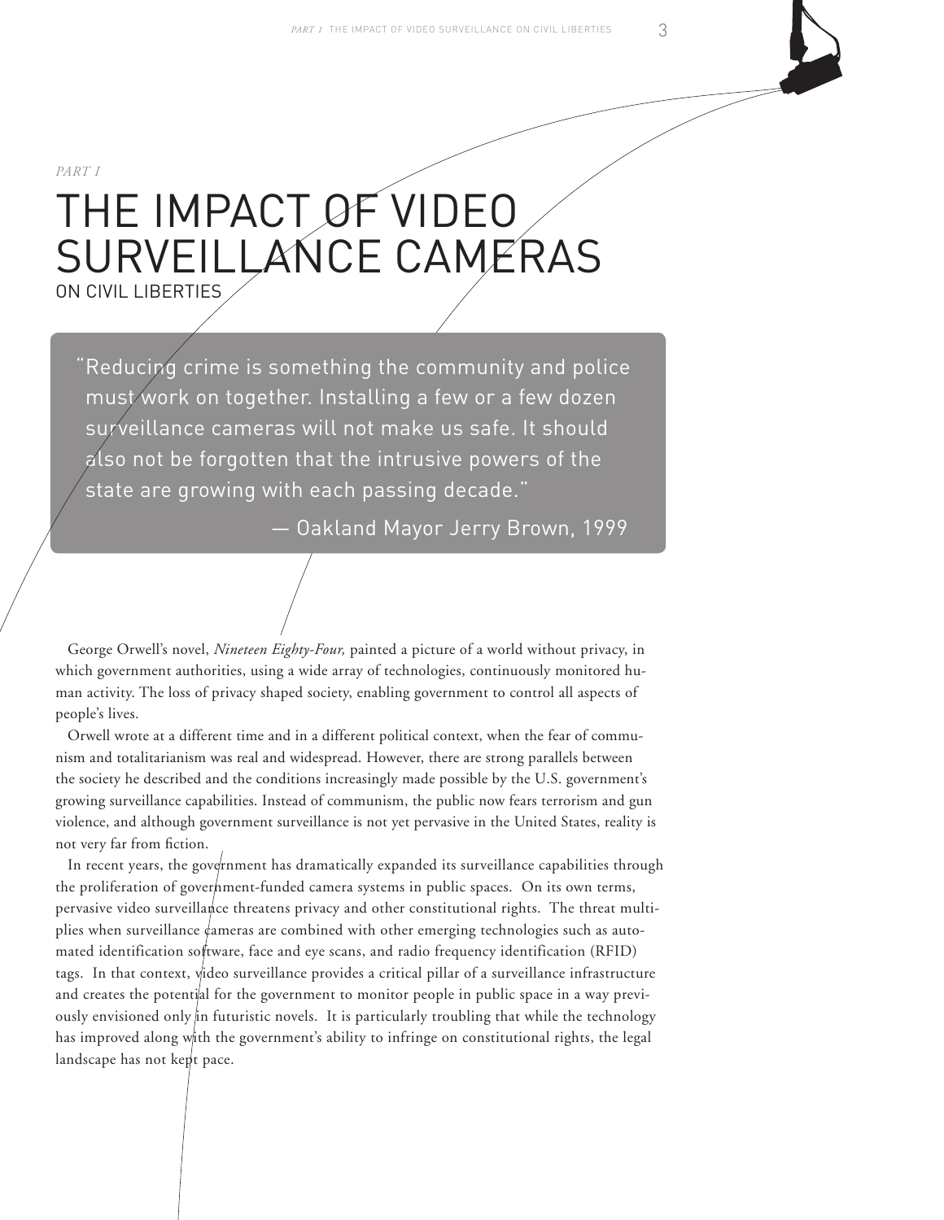*PART I*

# THE IMPACT OF VIDEO SURVEILLANCE CAMERAS

## ON CIVIL LIBERTIES

> "Reducing crime is something the community and police must work on together. Installing a few or a few dozen surveillance cameras will not make us safe. It should also not be forgotten that the intrusive powers of the state are growing with each passing decade."
>
> — Oakland Mayor Jerry Brown, 1999

George Orwell's novel, *Nineteen Eighty-Four,* painted a picture of a world without privacy, in which government authorities, using a wide array of technologies, continuously monitored human activity. The loss of privacy shaped society, enabling government to control all aspects of people's lives.

Orwell wrote at a different time and in a different political context, when the fear of communism and totalitarianism was real and widespread. However, there are strong parallels between the society he described and the conditions increasingly made possible by the U.S. government's growing surveillance capabilities. Instead of communism, the public now fears terrorism and gun violence, and although government surveillance is not yet pervasive in the United States, reality is not very far from fiction.

In recent years, the government has dramatically expanded its surveillance capabilities through the proliferation of government-funded camera systems in public spaces. On its own terms, pervasive video surveillance threatens privacy and other constitutional rights. The threat multiplies when surveillance cameras are combined with other emerging technologies such as automated identification software, face and eye scans, and radio frequency identification (RFID) tags. In that context, video surveillance provides a critical pillar of a surveillance infrastructure and creates the potential for the government to monitor people in public space in a way previously envisioned only in futuristic novels. It is particularly troubling that while the technology has improved along with the government's ability to infringe on constitutional rights, the legal landscape has not kept pace.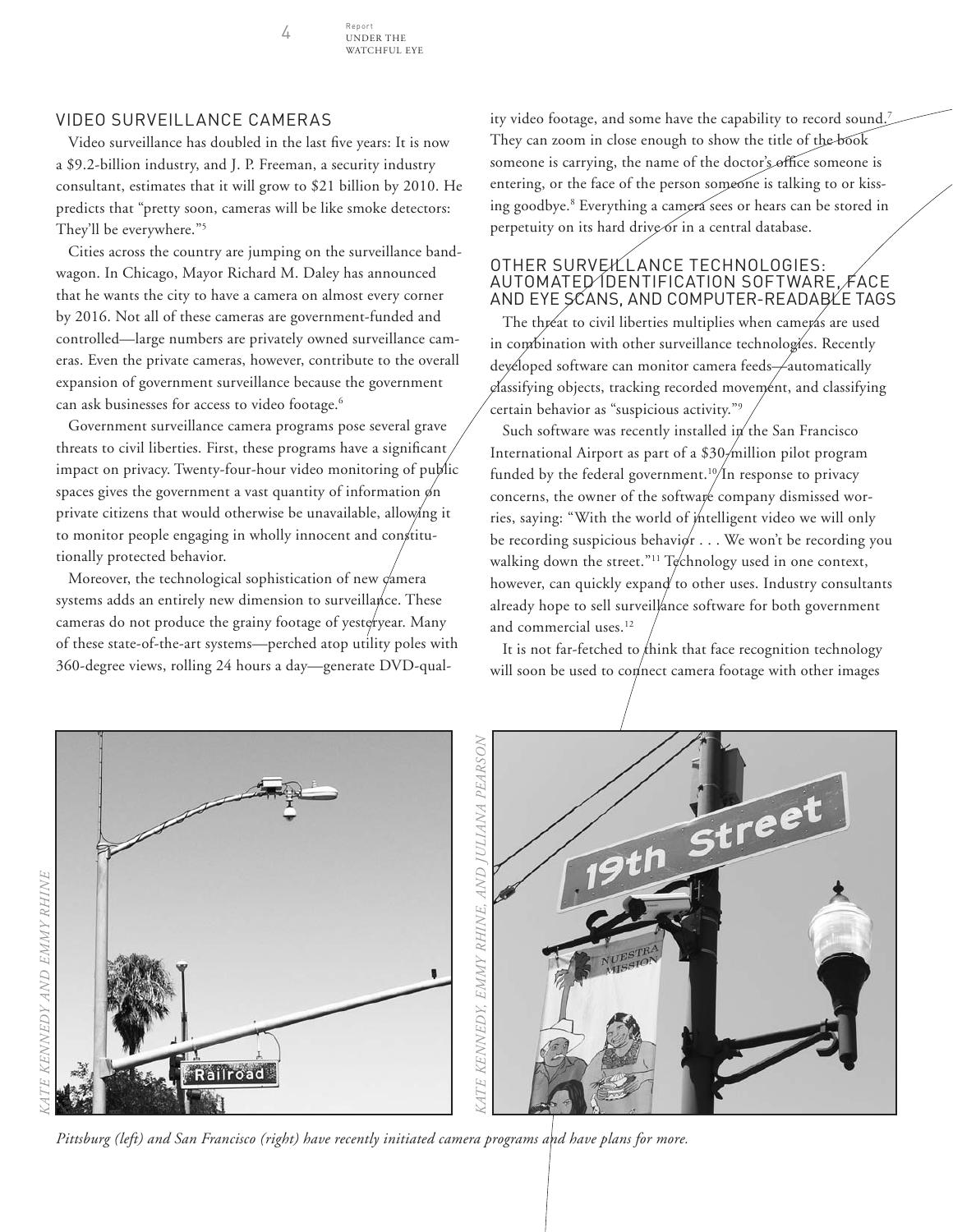## VIDEO SURVEILLANCE CAMERAS

Video surveillance has doubled in the last five years: It is now a $9.2-billion industry, and J. P. Freeman, a security industry consultant, estimates that it will grow to $21 billion by 2010. He predicts that "pretty soon, cameras will be like smoke detectors: They'll be everywhere."[5]

Cities across the country are jumping on the surveillance bandwagon. In Chicago, Mayor Richard M. Daley has announced that he wants the city to have a camera on almost every corner by 2016. Not all of these cameras are government-funded and controlled—large numbers are privately owned surveillance cameras. Even the private cameras, however, contribute to the overall expansion of government surveillance because the government can ask businesses for access to video footage.[6]

Government surveillance camera programs pose several grave threats to civil liberties. First, these programs have a significant impact on privacy. Twenty-four-hour video monitoring of public spaces gives the government a vast quantity of information on private citizens that would otherwise be unavailable, allowing it to monitor people engaging in wholly innocent and constitutionally protected behavior.

Moreover, the technological sophistication of new camera systems adds an entirely new dimension to surveillance. These cameras do not produce the grainy footage of yesteryear. Many of these state-of-the-art systems—perched atop utility poles with 360-degree views, rolling 24 hours a day—generate DVD-quality video footage, and some have the capability to record sound.[7] They can zoom in close enough to show the title of the book someone is carrying, the name of the doctor's office someone is entering, or the face of the person someone is talking to or kissing goodbye.[8] Everything a camera sees or hears can be stored in perpetuity on its hard drive or in a central database.

## OTHER SURVEILLANCE TECHNOLOGIES: AUTOMATED IDENTIFICATION SOFTWARE, FACE AND EYE SCANS, AND COMPUTER-READABLE TAGS

The threat to civil liberties multiplies when cameras are used in combination with other surveillance technologies. Recently developed software can monitor camera feeds—automatically classifying objects, tracking recorded movement, and classifying certain behavior as "suspicious activity."[9]

Such software was recently installed in the San Francisco International Airport as part of a $30-million pilot program funded by the federal government.[10] In response to privacy concerns, the owner of the software company dismissed worries, saying: "With the world of intelligent video we will only be recording suspicious behavior . . . We won't be recording you walking down the street."[11] Technology used in one context, however, can quickly expand to other uses. Industry consultants already hope to sell surveillance software for both government and commercial uses.[12]

It is not far-fetched to think that face recognition technology will soon be used to connect camera footage with other images

KATE KENNEDY AND EMMY RHINE

KATE KENNEDY, EMMY RHINE, AND JULIANA PEARSON

*Pittsburg (left) and San Francisco (right) have recently initiated camera programs and have plans for more.*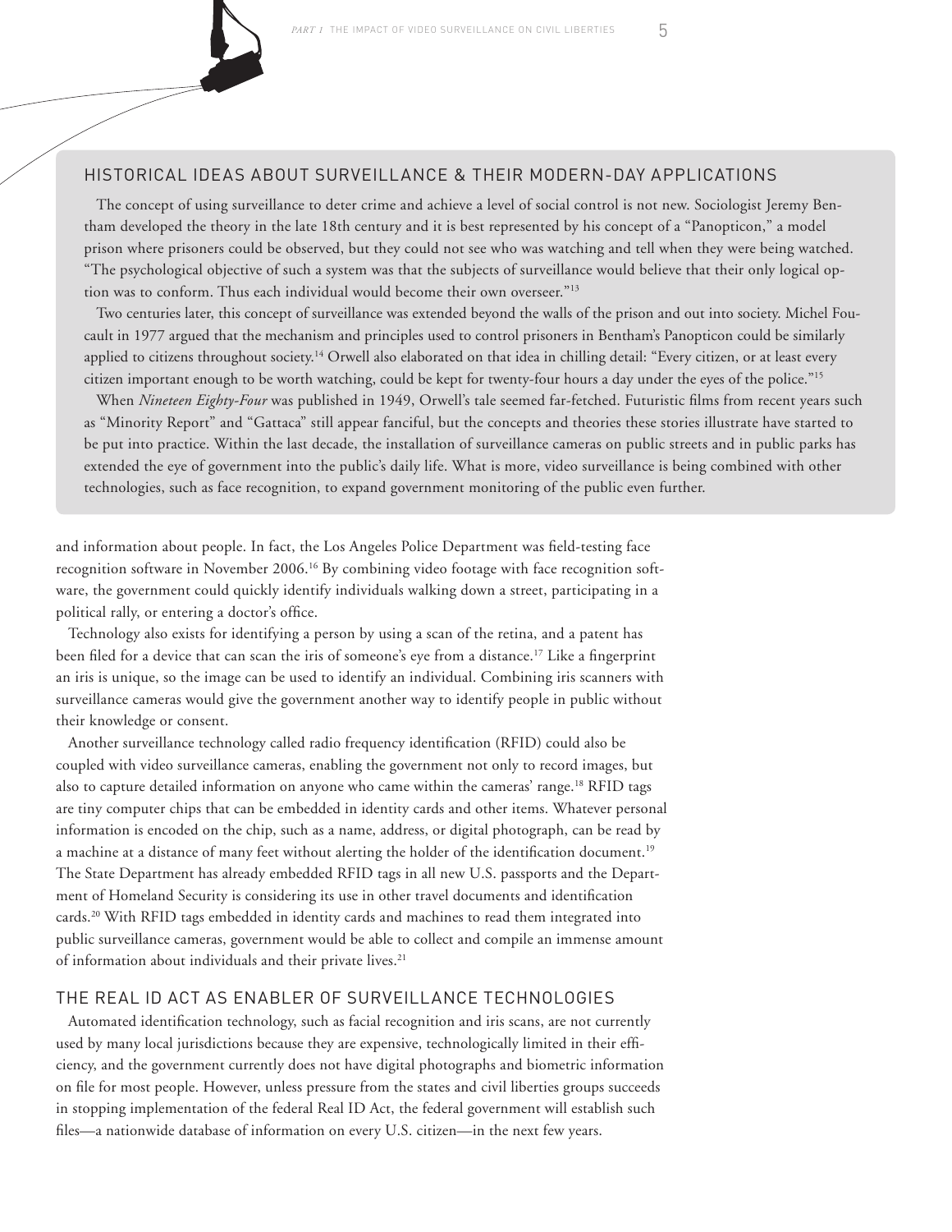## HISTORICAL IDEAS ABOUT SURVEILLANCE & THEIR MODERN-DAY APPLICATIONS

The concept of using surveillance to deter crime and achieve a level of social control is not new. Sociologist Jeremy Bentham developed the theory in the late 18th century and it is best represented by his concept of a "Panopticon," a model prison where prisoners could be observed, but they could not see who was watching and tell when they were being watched. "The psychological objective of such a system was that the subjects of surveillance would believe that their only logical option was to conform. Thus each individual would become their own overseer."[13]

Two centuries later, this concept of surveillance was extended beyond the walls of the prison and out into society. Michel Foucault in 1977 argued that the mechanism and principles used to control prisoners in Bentham's Panopticon could be similarly applied to citizens throughout society.[14] Orwell also elaborated on that idea in chilling detail: "Every citizen, or at least every citizen important enough to be worth watching, could be kept for twenty-four hours a day under the eyes of the police."[15]

When *Nineteen Eighty-Four* was published in 1949, Orwell's tale seemed far-fetched. Futuristic films from recent years such as "Minority Report" and "Gattaca" still appear fanciful, but the concepts and theories these stories illustrate have started to be put into practice. Within the last decade, the installation of surveillance cameras on public streets and in public parks has extended the eye of government into the public's daily life. What is more, video surveillance is being combined with other technologies, such as face recognition, to expand government monitoring of the public even further.

and information about people. In fact, the Los Angeles Police Department was field-testing face recognition software in November 2006.[16] By combining video footage with face recognition software, the government could quickly identify individuals walking down a street, participating in a political rally, or entering a doctor's office.

Technology also exists for identifying a person by using a scan of the retina, and a patent has been filed for a device that can scan the iris of someone's eye from a distance.[17] Like a fingerprint an iris is unique, so the image can be used to identify an individual. Combining iris scanners with surveillance cameras would give the government another way to identify people in public without their knowledge or consent.

Another surveillance technology called radio frequency identification (RFID) could also be coupled with video surveillance cameras, enabling the government not only to record images, but also to capture detailed information on anyone who came within the cameras' range.[18] RFID tags are tiny computer chips that can be embedded in identity cards and other items. Whatever personal information is encoded on the chip, such as a name, address, or digital photograph, can be read by a machine at a distance of many feet without alerting the holder of the identification document.[19] The State Department has already embedded RFID tags in all new U.S. passports and the Department of Homeland Security is considering its use in other travel documents and identification cards.[20] With RFID tags embedded in identity cards and machines to read them integrated into public surveillance cameras, government would be able to collect and compile an immense amount of information about individuals and their private lives.[21]

## THE REAL ID ACT AS ENABLER OF SURVEILLANCE TECHNOLOGIES

Automated identification technology, such as facial recognition and iris scans, are not currently used by many local jurisdictions because they are expensive, technologically limited in their efficiency, and the government currently does not have digital photographs and biometric information on file for most people. However, unless pressure from the states and civil liberties groups succeeds in stopping implementation of the federal Real ID Act, the federal government will establish such files—a nationwide database of information on every U.S. citizen—in the next few years.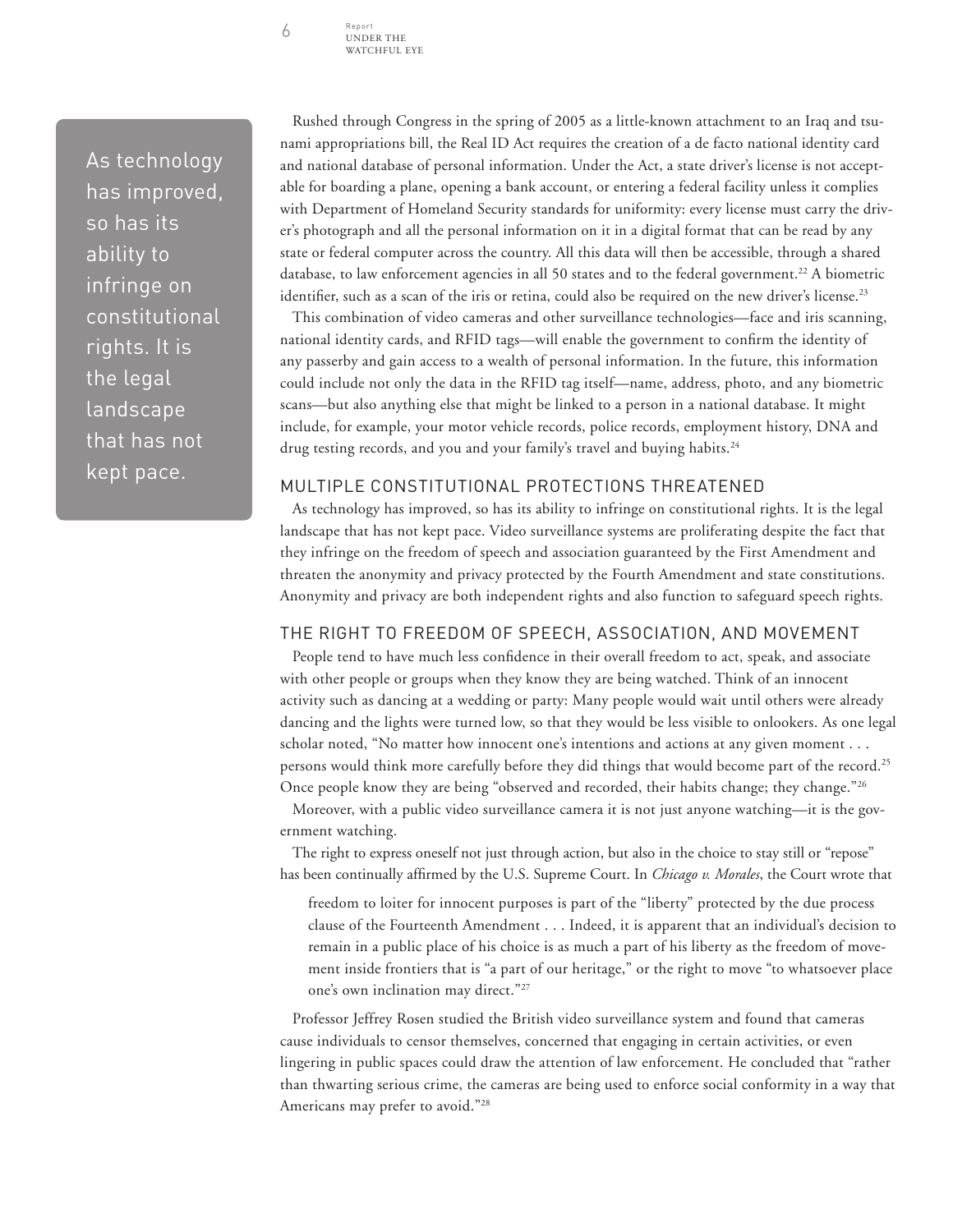As technology has improved, so has its ability to infringe on constitutional rights. It is the legal landscape that has not kept pace.

Rushed through Congress in the spring of 2005 as a little-known attachment to an Iraq and tsunami appropriations bill, the Real ID Act requires the creation of a de facto national identity card and national database of personal information. Under the Act, a state driver's license is not acceptable for boarding a plane, opening a bank account, or entering a federal facility unless it complies with Department of Homeland Security standards for uniformity: every license must carry the driver's photograph and all the personal information on it in a digital format that can be read by any state or federal computer across the country. All this data will then be accessible, through a shared database, to law enforcement agencies in all 50 states and to the federal government.[22] A biometric identifier, such as a scan of the iris or retina, could also be required on the new driver's license.[23]

This combination of video cameras and other surveillance technologies—face and iris scanning, national identity cards, and RFID tags—will enable the government to confirm the identity of any passerby and gain access to a wealth of personal information. In the future, this information could include not only the data in the RFID tag itself—name, address, photo, and any biometric scans—but also anything else that might be linked to a person in a national database. It might include, for example, your motor vehicle records, police records, employment history, DNA and drug testing records, and you and your family's travel and buying habits.[24]

## MULTIPLE CONSTITUTIONAL PROTECTIONS THREATENED

As technology has improved, so has its ability to infringe on constitutional rights. It is the legal landscape that has not kept pace. Video surveillance systems are proliferating despite the fact that they infringe on the freedom of speech and association guaranteed by the First Amendment and threaten the anonymity and privacy protected by the Fourth Amendment and state constitutions. Anonymity and privacy are both independent rights and also function to safeguard speech rights.

## THE RIGHT TO FREEDOM OF SPEECH, ASSOCIATION, AND MOVEMENT

People tend to have much less confidence in their overall freedom to act, speak, and associate with other people or groups when they know they are being watched. Think of an innocent activity such as dancing at a wedding or party: Many people would wait until others were already dancing and the lights were turned low, so that they would be less visible to onlookers. As one legal scholar noted, "No matter how innocent one's intentions and actions at any given moment . . . persons would think more carefully before they did things that would become part of the record.[25] Once people know they are being "observed and recorded, their habits change; they change."[26]

Moreover, with a public video surveillance camera it is not just anyone watching—it is the government watching.

The right to express oneself not just through action, but also in the choice to stay still or "repose" has been continually affirmed by the U.S. Supreme Court. In *Chicago v. Morales*, the Court wrote that

> freedom to loiter for innocent purposes is part of the "liberty" protected by the due process clause of the Fourteenth Amendment . . . Indeed, it is apparent that an individual's decision to remain in a public place of his choice is as much a part of his liberty as the freedom of movement inside frontiers that is "a part of our heritage," or the right to move "to whatsoever place one's own inclination may direct."[27]

Professor Jeffrey Rosen studied the British video surveillance system and found that cameras cause individuals to censor themselves, concerned that engaging in certain activities, or even lingering in public spaces could draw the attention of law enforcement. He concluded that "rather than thwarting serious crime, the cameras are being used to enforce social conformity in a way that Americans may prefer to avoid."[28]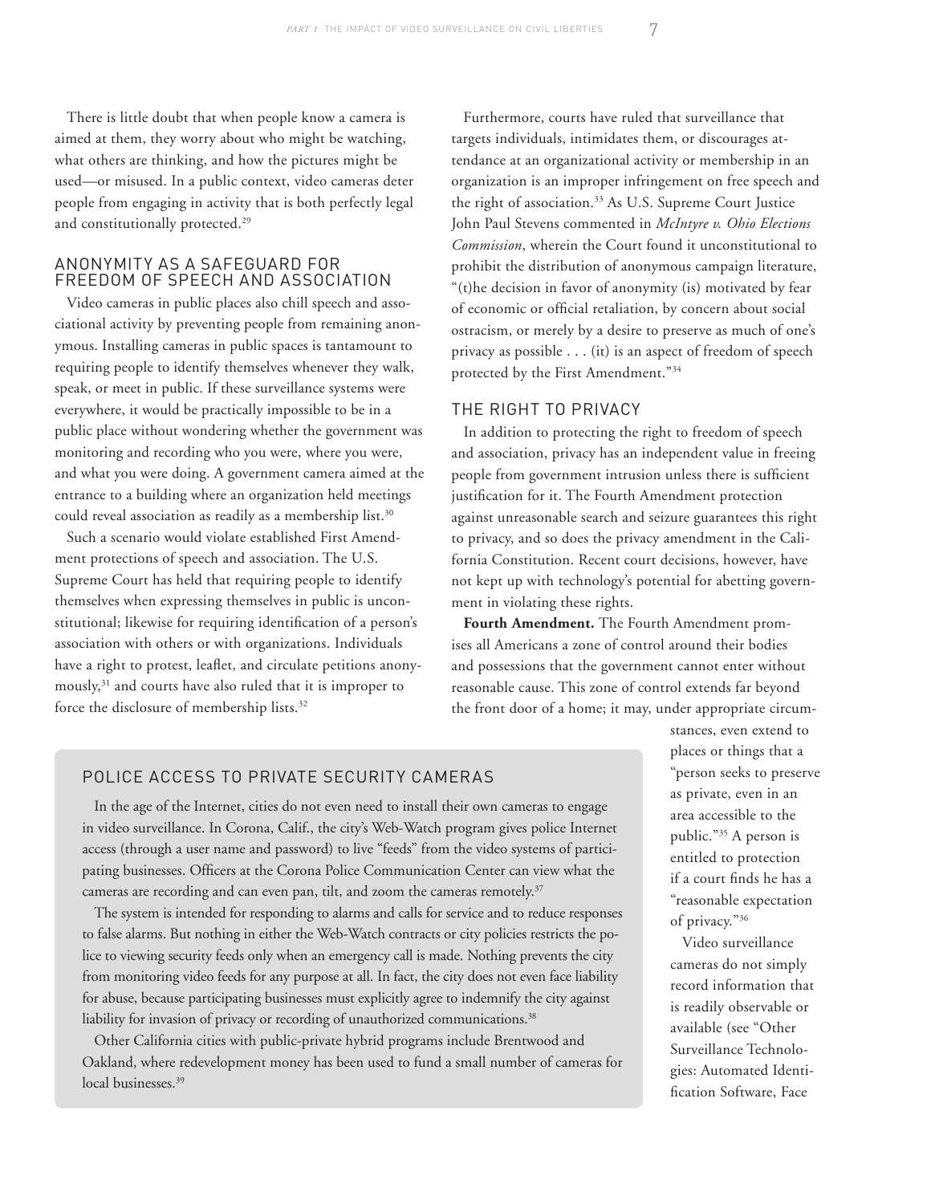There is little doubt that when people know a camera is aimed at them, they worry about who might be watching, what others are thinking, and how the pictures might be used—or misused. In a public context, video cameras deter people from engaging in activity that is both perfectly legal and constitutionally protected.[29]

## ANONYMITY AS A SAFEGUARD FOR FREEDOM OF SPEECH AND ASSOCIATION

Video cameras in public places also chill speech and associational activity by preventing people from remaining anonymous. Installing cameras in public spaces is tantamount to requiring people to identify themselves whenever they walk, speak, or meet in public. If these surveillance systems were everywhere, it would be practically impossible to be in a public place without wondering whether the government was monitoring and recording who you were, where you were, and what you were doing. A government camera aimed at the entrance to a building where an organization held meetings could reveal association as readily as a membership list.[30]

Such a scenario would violate established First Amendment protections of speech and association. The U.S. Supreme Court has held that requiring people to identify themselves when expressing themselves in public is unconstitutional; likewise for requiring identification of a person's association with others or with organizations. Individuals have a right to protest, leaflet, and circulate petitions anonymously,[31] and courts have also ruled that it is improper to force the disclosure of membership lists.[32]

Furthermore, courts have ruled that surveillance that targets individuals, intimidates them, or discourages attendance at an organizational activity or membership in an organization is an improper infringement on free speech and the right of association.[33] As U.S. Supreme Court Justice John Paul Stevens commented in *McIntyre v. Ohio Elections Commission*, wherein the Court found it unconstitutional to prohibit the distribution of anonymous campaign literature, "(t)he decision in favor of anonymity (is) motivated by fear of economic or official retaliation, by concern about social ostracism, or merely by a desire to preserve as much of one's privacy as possible . . . (it) is an aspect of freedom of speech protected by the First Amendment."[34]

## THE RIGHT TO PRIVACY

In addition to protecting the right to freedom of speech and association, privacy has an independent value in freeing people from government intrusion unless there is sufficient justification for it. The Fourth Amendment protection against unreasonable search and seizure guarantees this right to privacy, and so does the privacy amendment in the California Constitution. Recent court decisions, however, have not kept up with technology's potential for abetting government in violating these rights.

**Fourth Amendment.** The Fourth Amendment promises all Americans a zone of control around their bodies and possessions that the government cannot enter without reasonable cause. This zone of control extends far beyond the front door of a home; it may, under appropriate circumstances, even extend to places or things that a "person seeks to preserve as private, even in an area accessible to the public."[35] A person is entitled to protection if a court finds he has a "reasonable expectation of privacy."[36]

Video surveillance cameras do not simply record information that is readily observable or available (see "Other Surveillance Technologies: Automated Identification Software, Face

### POLICE ACCESS TO PRIVATE SECURITY CAMERAS

In the age of the Internet, cities do not even need to install their own cameras to engage in video surveillance. In Corona, Calif., the city's Web-Watch program gives police Internet access (through a user name and password) to live "feeds" from the video systems of participating businesses. Officers at the Corona Police Communication Center can view what the cameras are recording and can even pan, tilt, and zoom the cameras remotely.[37]

The system is intended for responding to alarms and calls for service and to reduce responses to false alarms. But nothing in either the Web-Watch contracts or city policies restricts the police to viewing security feeds only when an emergency call is made. Nothing prevents the city from monitoring video feeds for any purpose at all. In fact, the city does not even face liability for abuse, because participating businesses must explicitly agree to indemnify the city against liability for invasion of privacy or recording of unauthorized communications.[38]

Other California cities with public-private hybrid programs include Brentwood and Oakland, where redevelopment money has been used to fund a small number of cameras for local businesses.[39]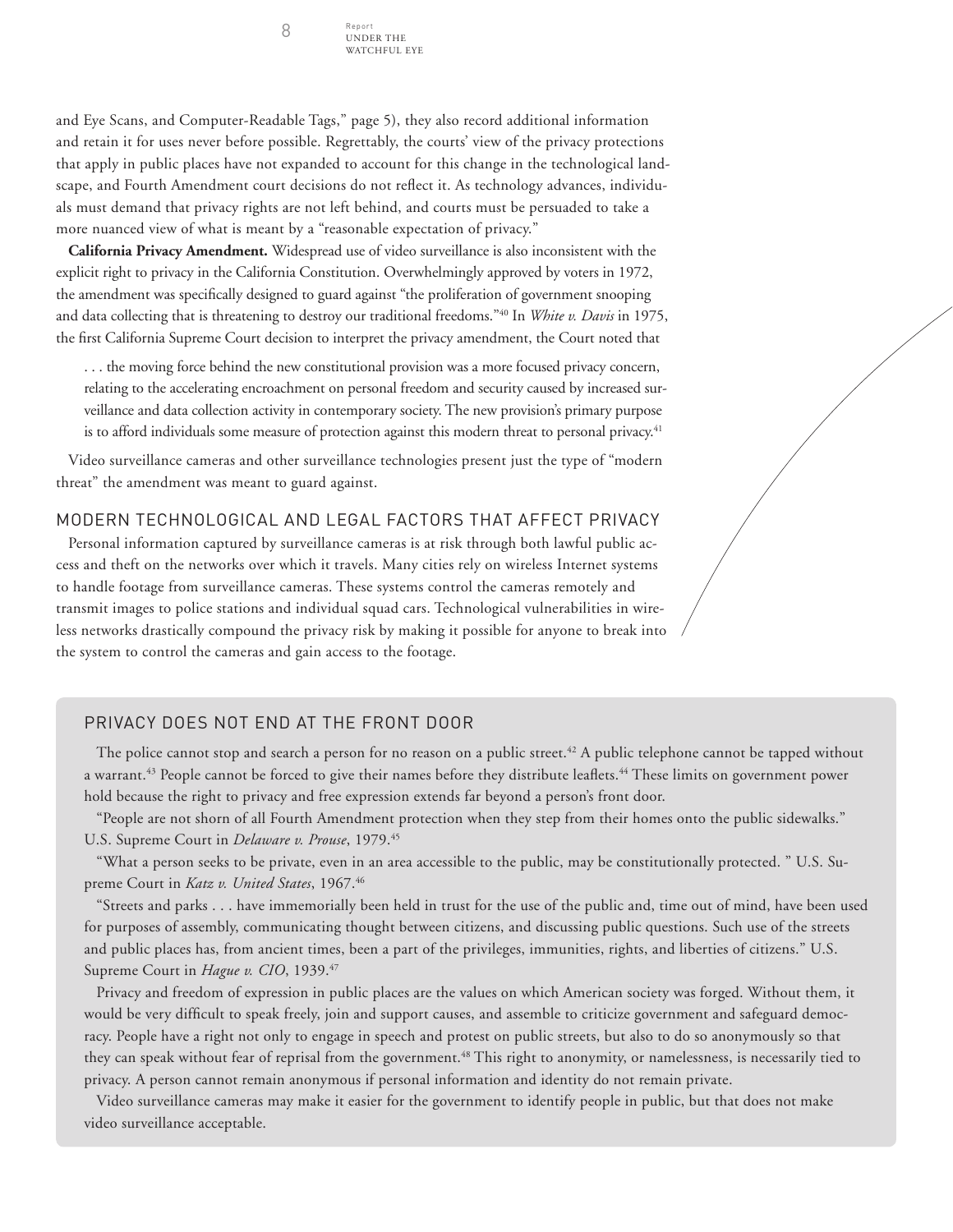and Eye Scans, and Computer-Readable Tags," page 5), they also record additional information and retain it for uses never before possible. Regrettably, the courts' view of the privacy protections that apply in public places have not expanded to account for this change in the technological landscape, and Fourth Amendment court decisions do not reflect it. As technology advances, individuals must demand that privacy rights are not left behind, and courts must be persuaded to take a more nuanced view of what is meant by a "reasonable expectation of privacy."

**California Privacy Amendment.** Widespread use of video surveillance is also inconsistent with the explicit right to privacy in the California Constitution. Overwhelmingly approved by voters in 1972, the amendment was specifically designed to guard against "the proliferation of government snooping and data collecting that is threatening to destroy our traditional freedoms."[40] In *White v. Davis* in 1975, the first California Supreme Court decision to interpret the privacy amendment, the Court noted that

> . . . the moving force behind the new constitutional provision was a more focused privacy concern, relating to the accelerating encroachment on personal freedom and security caused by increased surveillance and data collection activity in contemporary society. The new provision's primary purpose is to afford individuals some measure of protection against this modern threat to personal privacy.[41]

Video surveillance cameras and other surveillance technologies present just the type of "modern threat" the amendment was meant to guard against.

## MODERN TECHNOLOGICAL AND LEGAL FACTORS THAT AFFECT PRIVACY

Personal information captured by surveillance cameras is at risk through both lawful public access and theft on the networks over which it travels. Many cities rely on wireless Internet systems to handle footage from surveillance cameras. These systems control the cameras remotely and transmit images to police stations and individual squad cars. Technological vulnerabilities in wireless networks drastically compound the privacy risk by making it possible for anyone to break into the system to control the cameras and gain access to the footage.

## PRIVACY DOES NOT END AT THE FRONT DOOR

The police cannot stop and search a person for no reason on a public street.[42] A public telephone cannot be tapped without a warrant.[43] People cannot be forced to give their names before they distribute leaflets.[44] These limits on government power hold because the right to privacy and free expression extends far beyond a person's front door.

"People are not shorn of all Fourth Amendment protection when they step from their homes onto the public sidewalks." U.S. Supreme Court in *Delaware v. Prouse*, 1979.[45]

"What a person seeks to be private, even in an area accessible to the public, may be constitutionally protected. " U.S. Supreme Court in *Katz v. United States*, 1967.[46]

"Streets and parks . . . have immemorially been held in trust for the use of the public and, time out of mind, have been used for purposes of assembly, communicating thought between citizens, and discussing public questions. Such use of the streets and public places has, from ancient times, been a part of the privileges, immunities, rights, and liberties of citizens." U.S. Supreme Court in *Hague v. CIO*, 1939.[47]

Privacy and freedom of expression in public places are the values on which American society was forged. Without them, it would be very difficult to speak freely, join and support causes, and assemble to criticize government and safeguard democracy. People have a right not only to engage in speech and protest on public streets, but also to do so anonymously so that they can speak without fear of reprisal from the government.[48] This right to anonymity, or namelessness, is necessarily tied to privacy. A person cannot remain anonymous if personal information and identity do not remain private.

Video surveillance cameras may make it easier for the government to identify people in public, but that does not make video surveillance acceptable.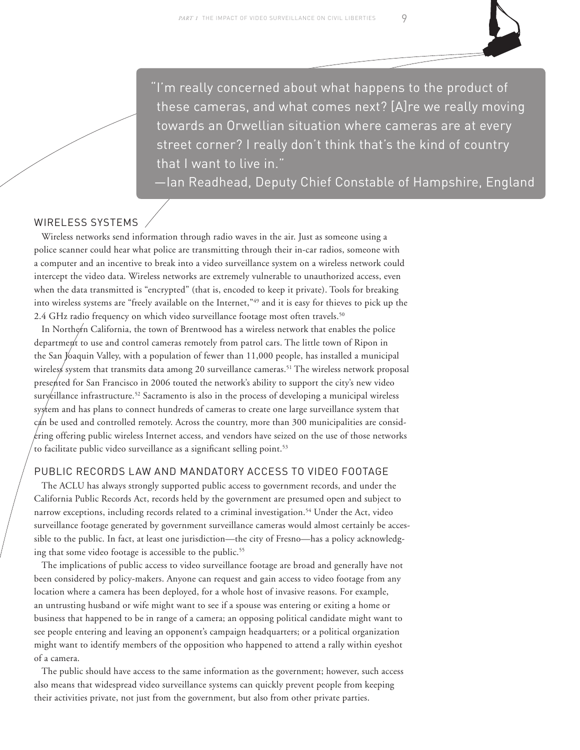> "I'm really concerned about what happens to the product of these cameras, and what comes next? [A]re we really moving towards an Orwellian situation where cameras are at every street corner? I really don't think that's the kind of country that I want to live in."
>
> —Ian Readhead, Deputy Chief Constable of Hampshire, England

## WIRELESS SYSTEMS

Wireless networks send information through radio waves in the air. Just as someone using a police scanner could hear what police are transmitting through their in-car radios, someone with a computer and an incentive to break into a video surveillance system on a wireless network could intercept the video data. Wireless networks are extremely vulnerable to unauthorized access, even when the data transmitted is "encrypted" (that is, encoded to keep it private). Tools for breaking into wireless systems are "freely available on the Internet,"[49] and it is easy for thieves to pick up the 2.4 GHz radio frequency on which video surveillance footage most often travels.[50]

In Northern California, the town of Brentwood has a wireless network that enables the police department to use and control cameras remotely from patrol cars. The little town of Ripon in the San Joaquin Valley, with a population of fewer than 11,000 people, has installed a municipal wireless system that transmits data among 20 surveillance cameras.[51] The wireless network proposal presented for San Francisco in 2006 touted the network's ability to support the city's new video surveillance infrastructure.[52] Sacramento is also in the process of developing a municipal wireless system and has plans to connect hundreds of cameras to create one large surveillance system that can be used and controlled remotely. Across the country, more than 300 municipalities are considering offering public wireless Internet access, and vendors have seized on the use of those networks to facilitate public video surveillance as a significant selling point.[53]

## PUBLIC RECORDS LAW AND MANDATORY ACCESS TO VIDEO FOOTAGE

The ACLU has always strongly supported public access to government records, and under the California Public Records Act, records held by the government are presumed open and subject to narrow exceptions, including records related to a criminal investigation.[54] Under the Act, video surveillance footage generated by government surveillance cameras would almost certainly be accessible to the public. In fact, at least one jurisdiction—the city of Fresno—has a policy acknowledging that some video footage is accessible to the public.[55]

The implications of public access to video surveillance footage are broad and generally have not been considered by policy-makers. Anyone can request and gain access to video footage from any location where a camera has been deployed, for a whole host of invasive reasons. For example, an untrusting husband or wife might want to see if a spouse was entering or exiting a home or business that happened to be in range of a camera; an opposing political candidate might want to see people entering and leaving an opponent's campaign headquarters; or a political organization might want to identify members of the opposition who happened to attend a rally within eyeshot of a camera.

The public should have access to the same information as the government; however, such access also means that widespread video surveillance systems can quickly prevent people from keeping their activities private, not just from the government, but also from other private parties.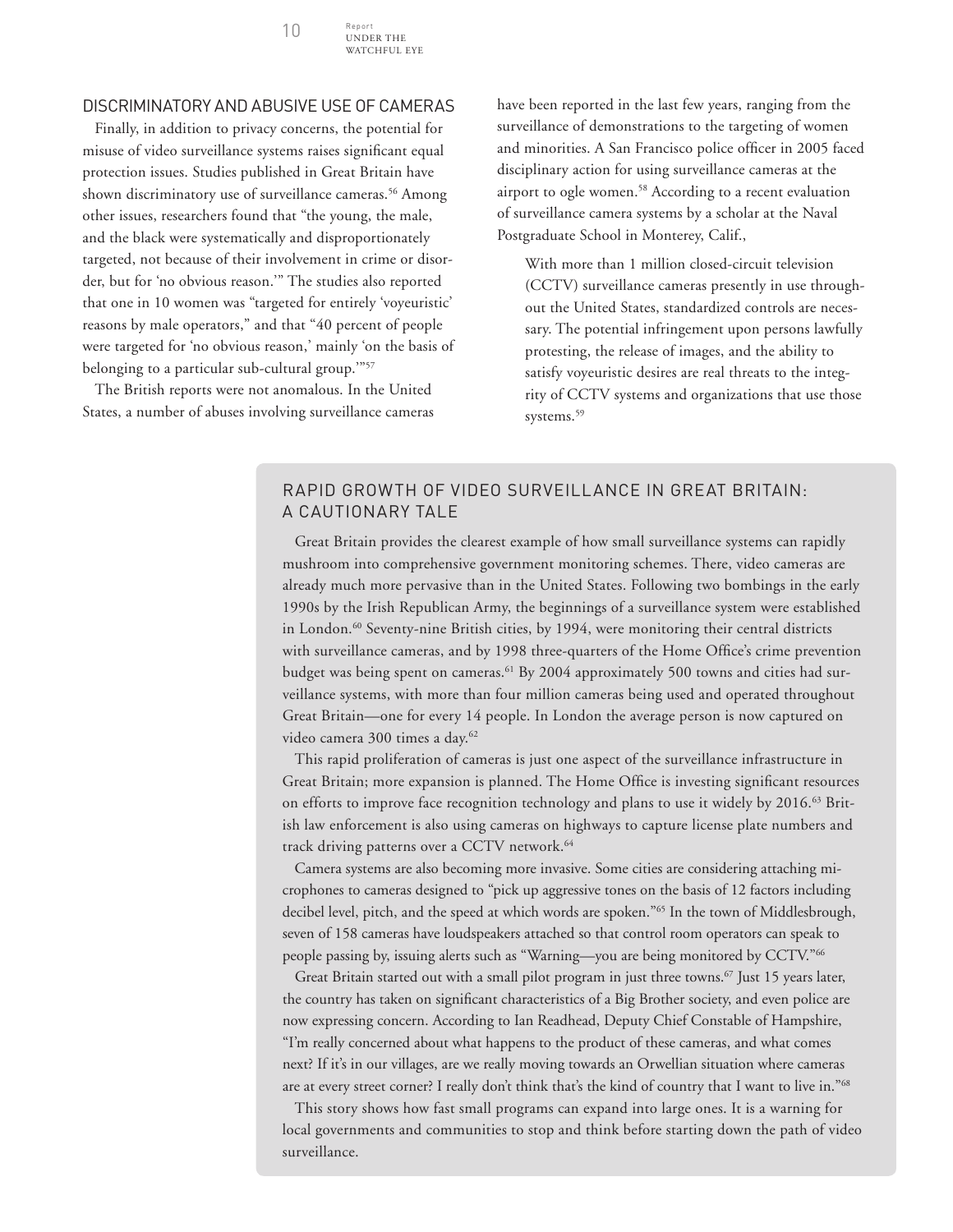## DISCRIMINATORY AND ABUSIVE USE OF CAMERAS

Finally, in addition to privacy concerns, the potential for misuse of video surveillance systems raises significant equal protection issues. Studies published in Great Britain have shown discriminatory use of surveillance cameras.[56] Among other issues, researchers found that "the young, the male, and the black were systematically and disproportionately targeted, not because of their involvement in crime or disorder, but for 'no obvious reason.'" The studies also reported that one in 10 women was "targeted for entirely 'voyeuristic' reasons by male operators," and that "40 percent of people were targeted for 'no obvious reason,' mainly 'on the basis of belonging to a particular sub-cultural group.'"[57]

The British reports were not anomalous. In the United States, a number of abuses involving surveillance cameras have been reported in the last few years, ranging from the surveillance of demonstrations to the targeting of women and minorities. A San Francisco police officer in 2005 faced disciplinary action for using surveillance cameras at the airport to ogle women.[58] According to a recent evaluation of surveillance camera systems by a scholar at the Naval Postgraduate School in Monterey, Calif.,

> With more than 1 million closed-circuit television (CCTV) surveillance cameras presently in use throughout the United States, standardized controls are necessary. The potential infringement upon persons lawfully protesting, the release of images, and the ability to satisfy voyeuristic desires are real threats to the integrity of CCTV systems and organizations that use those systems.[59]

## RAPID GROWTH OF VIDEO SURVEILLANCE IN GREAT BRITAIN: A CAUTIONARY TALE

Great Britain provides the clearest example of how small surveillance systems can rapidly mushroom into comprehensive government monitoring schemes. There, video cameras are already much more pervasive than in the United States. Following two bombings in the early 1990s by the Irish Republican Army, the beginnings of a surveillance system were established in London.[60] Seventy-nine British cities, by 1994, were monitoring their central districts with surveillance cameras, and by 1998 three-quarters of the Home Office's crime prevention budget was being spent on cameras.[61] By 2004 approximately 500 towns and cities had surveillance systems, with more than four million cameras being used and operated throughout Great Britain—one for every 14 people. In London the average person is now captured on video camera 300 times a day.[62]

This rapid proliferation of cameras is just one aspect of the surveillance infrastructure in Great Britain; more expansion is planned. The Home Office is investing significant resources on efforts to improve face recognition technology and plans to use it widely by 2016.[63] British law enforcement is also using cameras on highways to capture license plate numbers and track driving patterns over a CCTV network.[64]

Camera systems are also becoming more invasive. Some cities are considering attaching microphones to cameras designed to "pick up aggressive tones on the basis of 12 factors including decibel level, pitch, and the speed at which words are spoken."[65] In the town of Middlesbrough, seven of 158 cameras have loudspeakers attached so that control room operators can speak to people passing by, issuing alerts such as "Warning—you are being monitored by CCTV."[66]

Great Britain started out with a small pilot program in just three towns.[67] Just 15 years later, the country has taken on significant characteristics of a Big Brother society, and even police are now expressing concern. According to Ian Readhead, Deputy Chief Constable of Hampshire, "I'm really concerned about what happens to the product of these cameras, and what comes next? If it's in our villages, are we really moving towards an Orwellian situation where cameras are at every street corner? I really don't think that's the kind of country that I want to live in."[68]

This story shows how fast small programs can expand into large ones. It is a warning for local governments and communities to stop and think before starting down the path of video surveillance.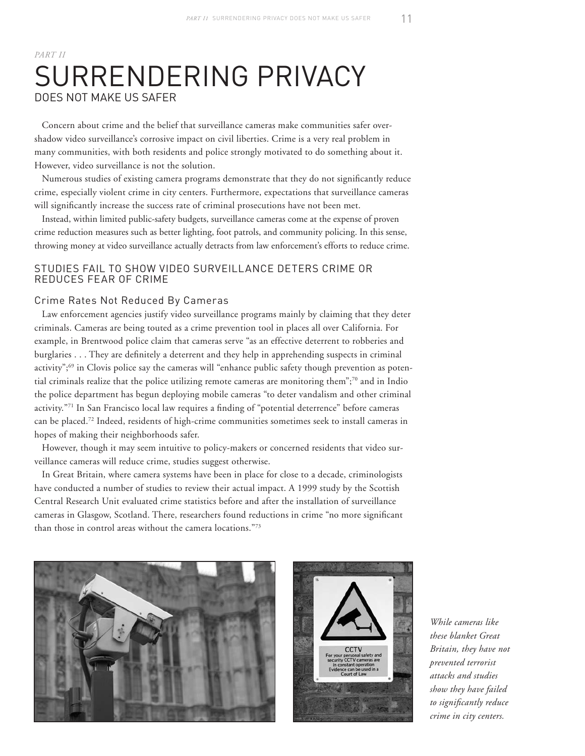*PART II*

# SURRENDERING PRIVACY

## DOES NOT MAKE US SAFER

Concern about crime and the belief that surveillance cameras make communities safer overshadow video surveillance's corrosive impact on civil liberties. Crime is a very real problem in many communities, with both residents and police strongly motivated to do something about it. However, video surveillance is not the solution.

Numerous studies of existing camera programs demonstrate that they do not significantly reduce crime, especially violent crime in city centers. Furthermore, expectations that surveillance cameras will significantly increase the success rate of criminal prosecutions have not been met.

Instead, within limited public-safety budgets, surveillance cameras come at the expense of proven crime reduction measures such as better lighting, foot patrols, and community policing. In this sense, throwing money at video surveillance actually detracts from law enforcement's efforts to reduce crime.

### STUDIES FAIL TO SHOW VIDEO SURVEILLANCE DETERS CRIME OR REDUCES FEAR OF CRIME

#### Crime Rates Not Reduced By Cameras

Law enforcement agencies justify video surveillance programs mainly by claiming that they deter criminals. Cameras are being touted as a crime prevention tool in places all over California. For example, in Brentwood police claim that cameras serve "as an effective deterrent to robberies and burglaries . . . They are definitely a deterrent and they help in apprehending suspects in criminal activity";[69] in Clovis police say the cameras will "enhance public safety though prevention as potential criminals realize that the police utilizing remote cameras are monitoring them";[70] and in Indio the police department has begun deploying mobile cameras "to deter vandalism and other criminal activity."[71] In San Francisco local law requires a finding of "potential deterrence" before cameras can be placed.[72] Indeed, residents of high-crime communities sometimes seek to install cameras in hopes of making their neighborhoods safer.

However, though it may seem intuitive to policy-makers or concerned residents that video surveillance cameras will reduce crime, studies suggest otherwise.

In Great Britain, where camera systems have been in place for close to a decade, criminologists have conducted a number of studies to review their actual impact. A 1999 study by the Scottish Central Research Unit evaluated crime statistics before and after the installation of surveillance cameras in Glasgow, Scotland. There, researchers found reductions in crime "no more significant than those in control areas without the camera locations."[73]

*While cameras like these blanket Great Britain, they have not prevented terrorist attacks and studies show they have failed to significantly reduce crime in city centers.*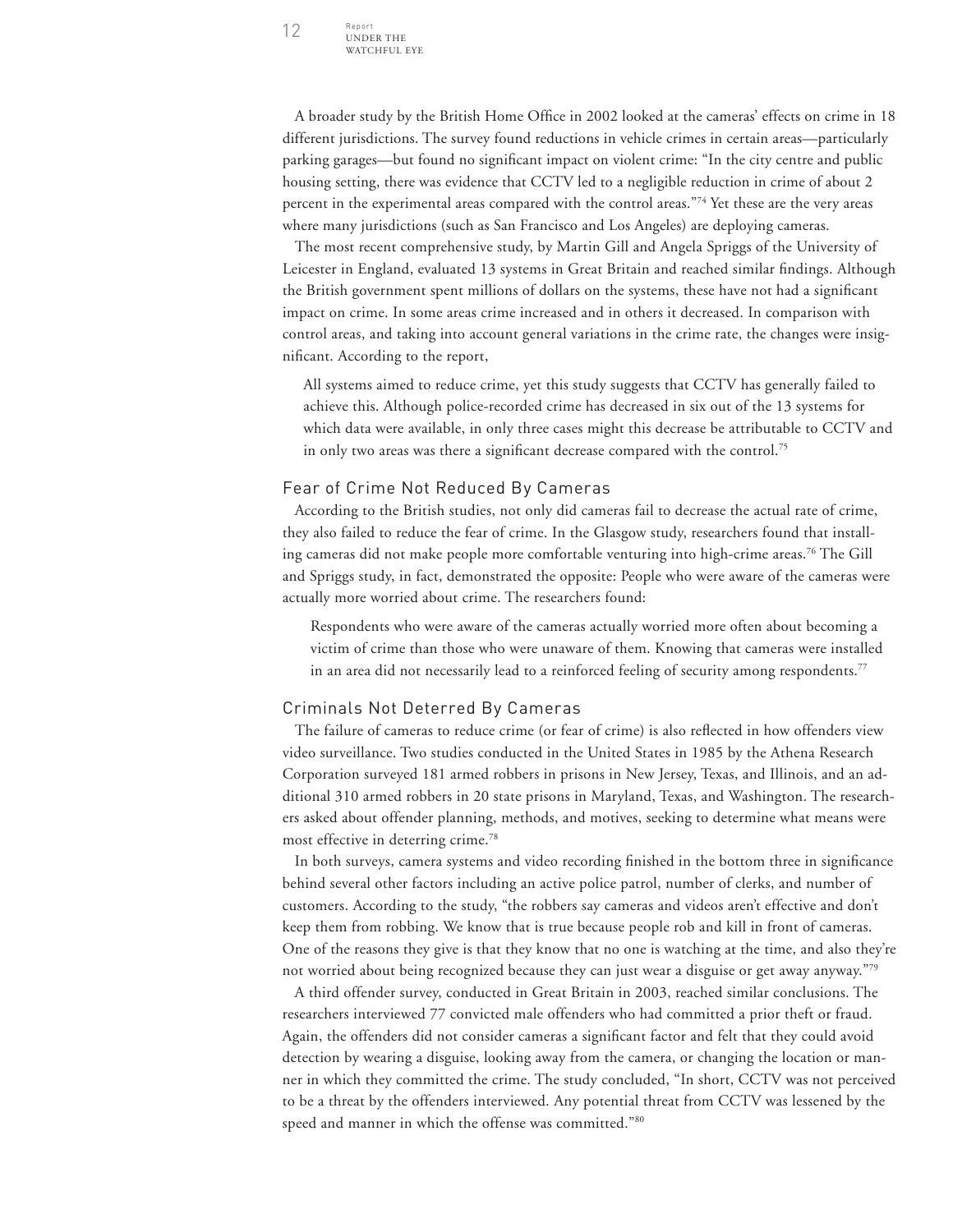A broader study by the British Home Office in 2002 looked at the cameras' effects on crime in 18 different jurisdictions. The survey found reductions in vehicle crimes in certain areas—particularly parking garages—but found no significant impact on violent crime: "In the city centre and public housing setting, there was evidence that CCTV led to a negligible reduction in crime of about 2 percent in the experimental areas compared with the control areas."[74] Yet these are the very areas where many jurisdictions (such as San Francisco and Los Angeles) are deploying cameras.

The most recent comprehensive study, by Martin Gill and Angela Spriggs of the University of Leicester in England, evaluated 13 systems in Great Britain and reached similar findings. Although the British government spent millions of dollars on the systems, these have not had a significant impact on crime. In some areas crime increased and in others it decreased. In comparison with control areas, and taking into account general variations in the crime rate, the changes were insignificant. According to the report,

> All systems aimed to reduce crime, yet this study suggests that CCTV has generally failed to achieve this. Although police-recorded crime has decreased in six out of the 13 systems for which data were available, in only three cases might this decrease be attributable to CCTV and in only two areas was there a significant decrease compared with the control.[75]

## Fear of Crime Not Reduced By Cameras

According to the British studies, not only did cameras fail to decrease the actual rate of crime, they also failed to reduce the fear of crime. In the Glasgow study, researchers found that installing cameras did not make people more comfortable venturing into high-crime areas.[76] The Gill and Spriggs study, in fact, demonstrated the opposite: People who were aware of the cameras were actually more worried about crime. The researchers found:

> Respondents who were aware of the cameras actually worried more often about becoming a victim of crime than those who were unaware of them. Knowing that cameras were installed in an area did not necessarily lead to a reinforced feeling of security among respondents.[77]

## Criminals Not Deterred By Cameras

The failure of cameras to reduce crime (or fear of crime) is also reflected in how offenders view video surveillance. Two studies conducted in the United States in 1985 by the Athena Research Corporation surveyed 181 armed robbers in prisons in New Jersey, Texas, and Illinois, and an additional 310 armed robbers in 20 state prisons in Maryland, Texas, and Washington. The researchers asked about offender planning, methods, and motives, seeking to determine what means were most effective in deterring crime.[78]

In both surveys, camera systems and video recording finished in the bottom three in significance behind several other factors including an active police patrol, number of clerks, and number of customers. According to the study, "the robbers say cameras and videos aren't effective and don't keep them from robbing. We know that is true because people rob and kill in front of cameras. One of the reasons they give is that they know that no one is watching at the time, and also they're not worried about being recognized because they can just wear a disguise or get away anyway."[79]

A third offender survey, conducted in Great Britain in 2003, reached similar conclusions. The researchers interviewed 77 convicted male offenders who had committed a prior theft or fraud. Again, the offenders did not consider cameras a significant factor and felt that they could avoid detection by wearing a disguise, looking away from the camera, or changing the location or manner in which they committed the crime. The study concluded, "In short, CCTV was not perceived to be a threat by the offenders interviewed. Any potential threat from CCTV was lessened by the speed and manner in which the offense was committed."[80]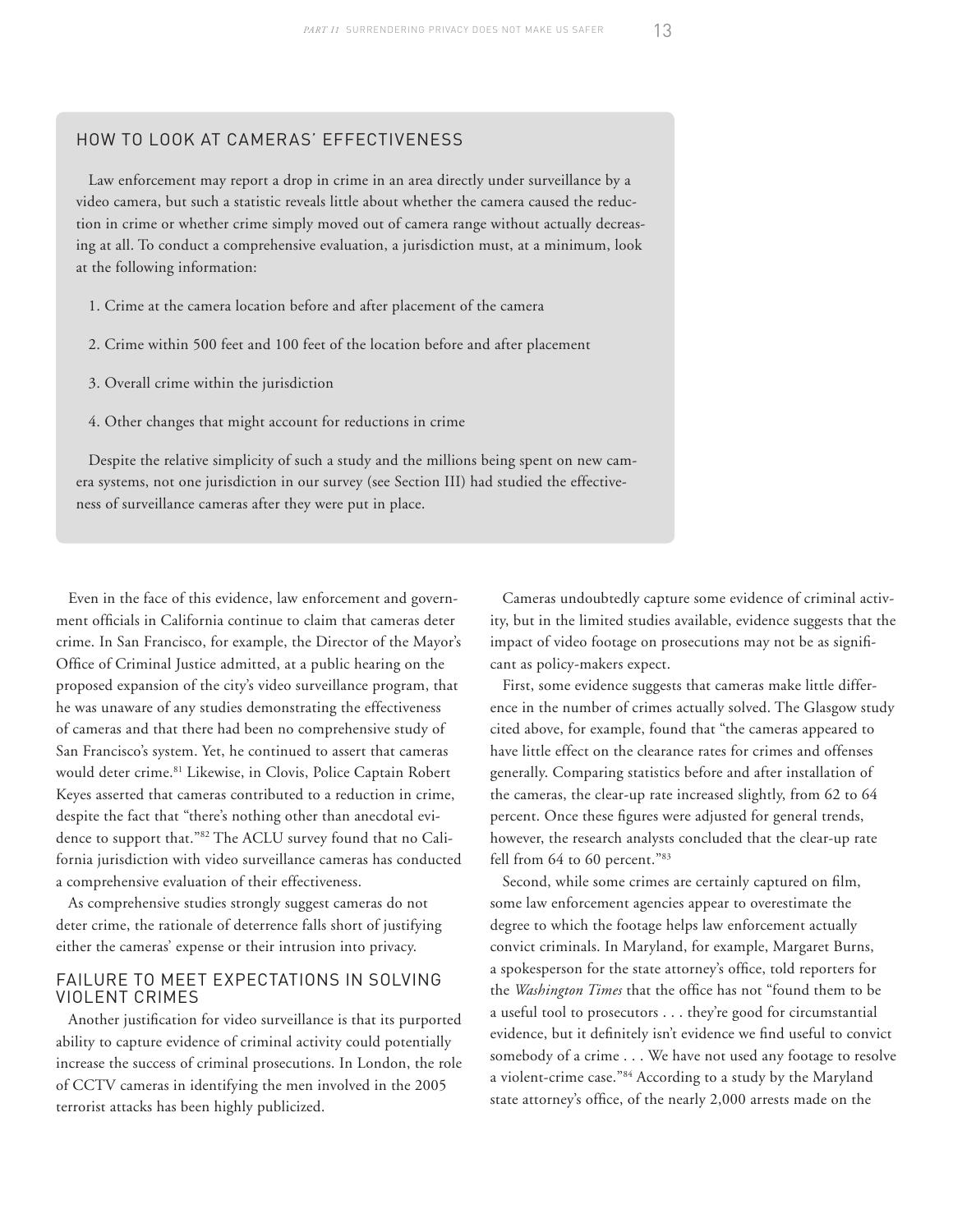## HOW TO LOOK AT CAMERAS' EFFECTIVENESS

Law enforcement may report a drop in crime in an area directly under surveillance by a video camera, but such a statistic reveals little about whether the camera caused the reduction in crime or whether crime simply moved out of camera range without actually decreasing at all. To conduct a comprehensive evaluation, a jurisdiction must, at a minimum, look at the following information:

1. Crime at the camera location before and after placement of the camera
2. Crime within 500 feet and 100 feet of the location before and after placement
3. Overall crime within the jurisdiction
4. Other changes that might account for reductions in crime

Despite the relative simplicity of such a study and the millions being spent on new camera systems, not one jurisdiction in our survey (see Section III) had studied the effectiveness of surveillance cameras after they were put in place.

Even in the face of this evidence, law enforcement and government officials in California continue to claim that cameras deter crime. In San Francisco, for example, the Director of the Mayor's Office of Criminal Justice admitted, at a public hearing on the proposed expansion of the city's video surveillance program, that he was unaware of any studies demonstrating the effectiveness of cameras and that there had been no comprehensive study of San Francisco's system. Yet, he continued to assert that cameras would deter crime.[81] Likewise, in Clovis, Police Captain Robert Keyes asserted that cameras contributed to a reduction in crime, despite the fact that "there's nothing other than anecdotal evidence to support that."[82] The ACLU survey found that no California jurisdiction with video surveillance cameras has conducted a comprehensive evaluation of their effectiveness.

As comprehensive studies strongly suggest cameras do not deter crime, the rationale of deterrence falls short of justifying either the cameras' expense or their intrusion into privacy.

## FAILURE TO MEET EXPECTATIONS IN SOLVING VIOLENT CRIMES

Another justification for video surveillance is that its purported ability to capture evidence of criminal activity could potentially increase the success of criminal prosecutions. In London, the role of CCTV cameras in identifying the men involved in the 2005 terrorist attacks has been highly publicized.

Cameras undoubtedly capture some evidence of criminal activity, but in the limited studies available, evidence suggests that the impact of video footage on prosecutions may not be as significant as policy-makers expect.

First, some evidence suggests that cameras make little difference in the number of crimes actually solved. The Glasgow study cited above, for example, found that "the cameras appeared to have little effect on the clearance rates for crimes and offenses generally. Comparing statistics before and after installation of the cameras, the clear-up rate increased slightly, from 62 to 64 percent. Once these figures were adjusted for general trends, however, the research analysts concluded that the clear-up rate fell from 64 to 60 percent."[83]

Second, while some crimes are certainly captured on film, some law enforcement agencies appear to overestimate the degree to which the footage helps law enforcement actually convict criminals. In Maryland, for example, Margaret Burns, a spokesperson for the state attorney's office, told reporters for the *Washington Times* that the office has not "found them to be a useful tool to prosecutors . . . they're good for circumstantial evidence, but it definitely isn't evidence we find useful to convict somebody of a crime . . . We have not used any footage to resolve a violent-crime case."[84] According to a study by the Maryland state attorney's office, of the nearly 2,000 arrests made on the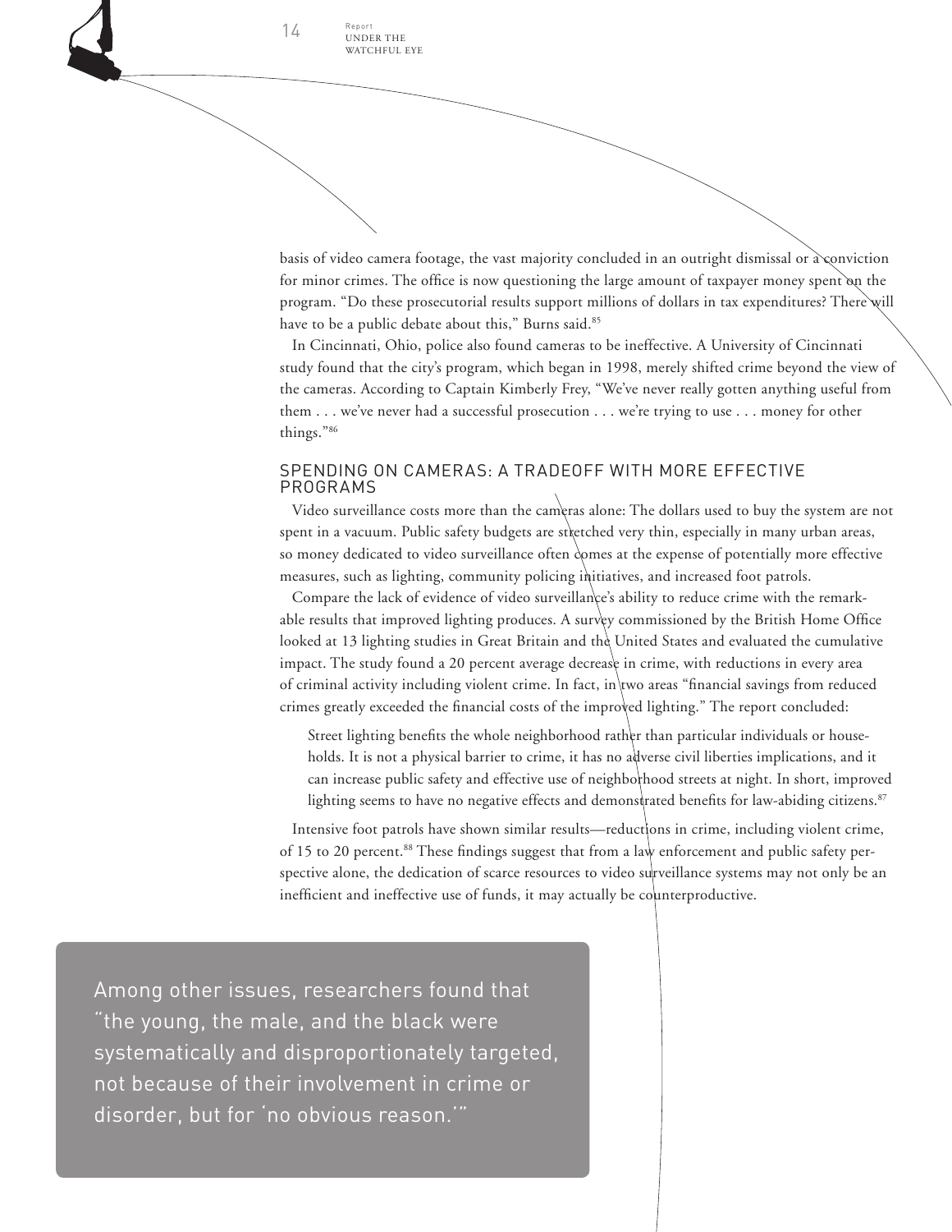basis of video camera footage, the vast majority concluded in an outright dismissal or a conviction for minor crimes. The office is now questioning the large amount of taxpayer money spent on the program. "Do these prosecutorial results support millions of dollars in tax expenditures? There will have to be a public debate about this," Burns said.[85]

In Cincinnati, Ohio, police also found cameras to be ineffective. A University of Cincinnati study found that the city's program, which began in 1998, merely shifted crime beyond the view of the cameras. According to Captain Kimberly Frey, "We've never really gotten anything useful from them . . . we've never had a successful prosecution . . . we're trying to use . . . money for other things."[86]

## SPENDING ON CAMERAS: A TRADEOFF WITH MORE EFFECTIVE PROGRAMS

Video surveillance costs more than the cameras alone: The dollars used to buy the system are not spent in a vacuum. Public safety budgets are stretched very thin, especially in many urban areas, so money dedicated to video surveillance often comes at the expense of potentially more effective measures, such as lighting, community policing initiatives, and increased foot patrols.

Compare the lack of evidence of video surveillance's ability to reduce crime with the remarkable results that improved lighting produces. A survey commissioned by the British Home Office looked at 13 lighting studies in Great Britain and the United States and evaluated the cumulative impact. The study found a 20 percent average decrease in crime, with reductions in every area of criminal activity including violent crime. In fact, in two areas "financial savings from reduced crimes greatly exceeded the financial costs of the improved lighting." The report concluded:

> Street lighting benefits the whole neighborhood rather than particular individuals or households. It is not a physical barrier to crime, it has no adverse civil liberties implications, and it can increase public safety and effective use of neighborhood streets at night. In short, improved lighting seems to have no negative effects and demonstrated benefits for law-abiding citizens.[87]

Intensive foot patrols have shown similar results—reductions in crime, including violent crime, of 15 to 20 percent.[88] These findings suggest that from a law enforcement and public safety perspective alone, the dedication of scarce resources to video surveillance systems may not only be an inefficient and ineffective use of funds, it may actually be counterproductive.

> Among other issues, researchers found that "the young, the male, and the black were systematically and disproportionately targeted, not because of their involvement in crime or disorder, but for 'no obvious reason.'"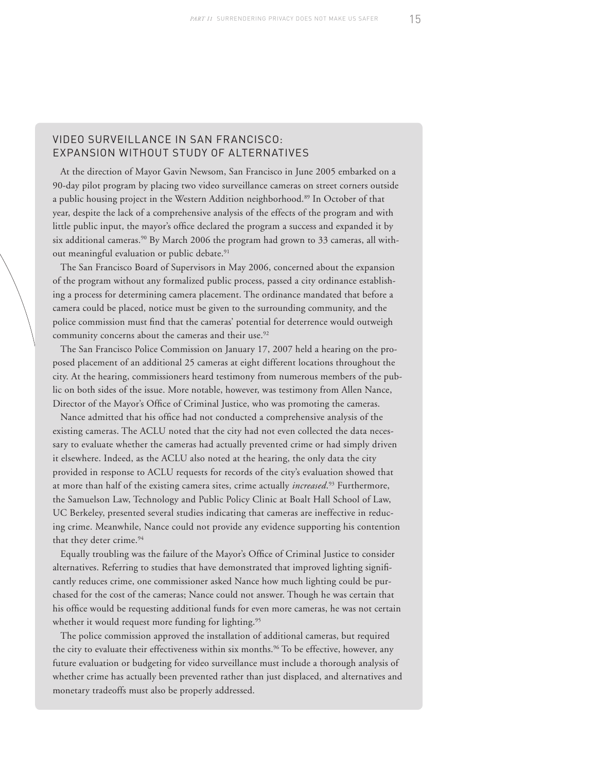## VIDEO SURVEILLANCE IN SAN FRANCISCO: EXPANSION WITHOUT STUDY OF ALTERNATIVES

At the direction of Mayor Gavin Newsom, San Francisco in June 2005 embarked on a 90-day pilot program by placing two video surveillance cameras on street corners outside a public housing project in the Western Addition neighborhood.[89] In October of that year, despite the lack of a comprehensive analysis of the effects of the program and with little public input, the mayor's office declared the program a success and expanded it by six additional cameras.[90] By March 2006 the program had grown to 33 cameras, all without meaningful evaluation or public debate.[91]

The San Francisco Board of Supervisors in May 2006, concerned about the expansion of the program without any formalized public process, passed a city ordinance establishing a process for determining camera placement. The ordinance mandated that before a camera could be placed, notice must be given to the surrounding community, and the police commission must find that the cameras' potential for deterrence would outweigh community concerns about the cameras and their use.[92]

The San Francisco Police Commission on January 17, 2007 held a hearing on the proposed placement of an additional 25 cameras at eight different locations throughout the city. At the hearing, commissioners heard testimony from numerous members of the public on both sides of the issue. More notable, however, was testimony from Allen Nance, Director of the Mayor's Office of Criminal Justice, who was promoting the cameras.

Nance admitted that his office had not conducted a comprehensive analysis of the existing cameras. The ACLU noted that the city had not even collected the data necessary to evaluate whether the cameras had actually prevented crime or had simply driven it elsewhere. Indeed, as the ACLU also noted at the hearing, the only data the city provided in response to ACLU requests for records of the city's evaluation showed that at more than half of the existing camera sites, crime actually *increased*.[93] Furthermore, the Samuelson Law, Technology and Public Policy Clinic at Boalt Hall School of Law, UC Berkeley, presented several studies indicating that cameras are ineffective in reducing crime. Meanwhile, Nance could not provide any evidence supporting his contention that they deter crime.[94]

Equally troubling was the failure of the Mayor's Office of Criminal Justice to consider alternatives. Referring to studies that have demonstrated that improved lighting significantly reduces crime, one commissioner asked Nance how much lighting could be purchased for the cost of the cameras; Nance could not answer. Though he was certain that his office would be requesting additional funds for even more cameras, he was not certain whether it would request more funding for lighting.[95]

The police commission approved the installation of additional cameras, but required the city to evaluate their effectiveness within six months.[96] To be effective, however, any future evaluation or budgeting for video surveillance must include a thorough analysis of whether crime has actually been prevented rather than just displaced, and alternatives and monetary tradeoffs must also be properly addressed.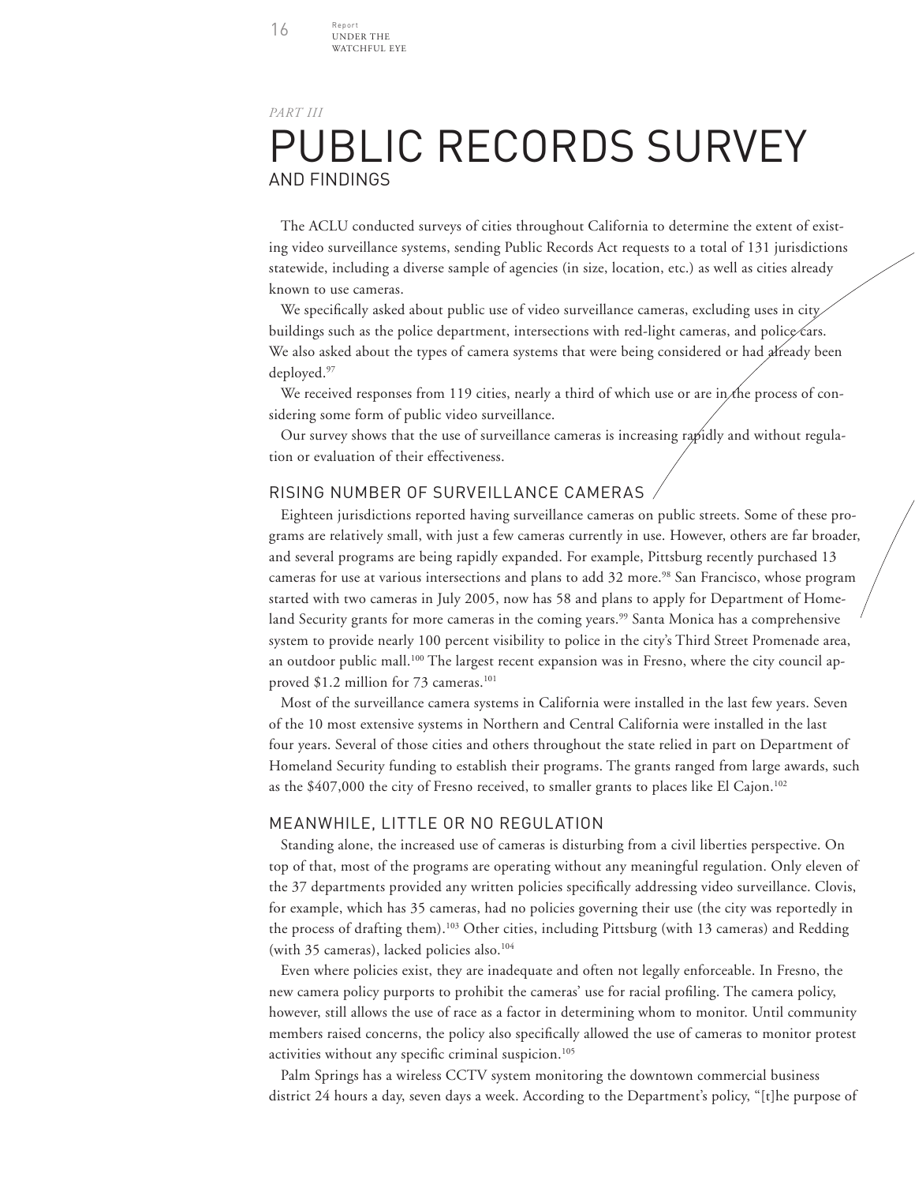*PART III*

# PUBLIC RECORDS SURVEY
## AND FINDINGS

The ACLU conducted surveys of cities throughout California to determine the extent of existing video surveillance systems, sending Public Records Act requests to a total of 131 jurisdictions statewide, including a diverse sample of agencies (in size, location, etc.) as well as cities already known to use cameras.

We specifically asked about public use of video surveillance cameras, excluding uses in city buildings such as the police department, intersections with red-light cameras, and police cars. We also asked about the types of camera systems that were being considered or had already been deployed.[97]

We received responses from 119 cities, nearly a third of which use or are in the process of considering some form of public video surveillance.

Our survey shows that the use of surveillance cameras is increasing rapidly and without regulation or evaluation of their effectiveness.

### RISING NUMBER OF SURVEILLANCE CAMERAS

Eighteen jurisdictions reported having surveillance cameras on public streets. Some of these programs are relatively small, with just a few cameras currently in use. However, others are far broader, and several programs are being rapidly expanded. For example, Pittsburg recently purchased 13 cameras for use at various intersections and plans to add 32 more.[98] San Francisco, whose program started with two cameras in July 2005, now has 58 and plans to apply for Department of Homeland Security grants for more cameras in the coming years.[99] Santa Monica has a comprehensive system to provide nearly 100 percent visibility to police in the city's Third Street Promenade area, an outdoor public mall.[100] The largest recent expansion was in Fresno, where the city council approved $1.2 million for 73 cameras.[101]

Most of the surveillance camera systems in California were installed in the last few years. Seven of the 10 most extensive systems in Northern and Central California were installed in the last four years. Several of those cities and others throughout the state relied in part on Department of Homeland Security funding to establish their programs. The grants ranged from large awards, such as the $407,000 the city of Fresno received, to smaller grants to places like El Cajon.[102]

### MEANWHILE, LITTLE OR NO REGULATION

Standing alone, the increased use of cameras is disturbing from a civil liberties perspective. On top of that, most of the programs are operating without any meaningful regulation. Only eleven of the 37 departments provided any written policies specifically addressing video surveillance. Clovis, for example, which has 35 cameras, had no policies governing their use (the city was reportedly in the process of drafting them).[103] Other cities, including Pittsburg (with 13 cameras) and Redding (with 35 cameras), lacked policies also.[104]

Even where policies exist, they are inadequate and often not legally enforceable. In Fresno, the new camera policy purports to prohibit the cameras' use for racial profiling. The camera policy, however, still allows the use of race as a factor in determining whom to monitor. Until community members raised concerns, the policy also specifically allowed the use of cameras to monitor protest activities without any specific criminal suspicion.[105]

Palm Springs has a wireless CCTV system monitoring the downtown commercial business district 24 hours a day, seven days a week. According to the Department's policy, "[t]he purpose of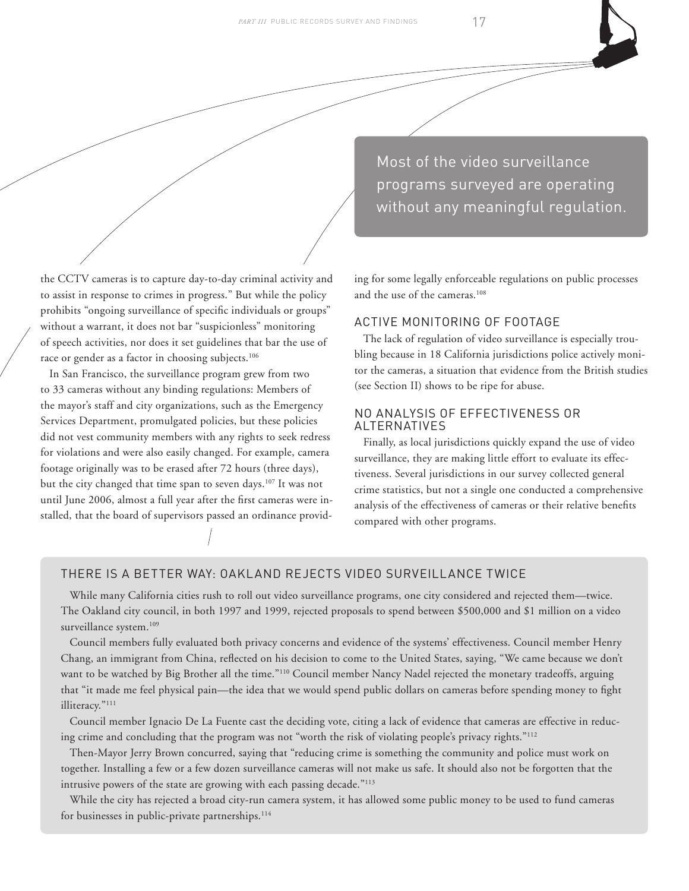Most of the video surveillance programs surveyed are operating without any meaningful regulation.

the CCTV cameras is to capture day-to-day criminal activity and to assist in response to crimes in progress." But while the policy prohibits "ongoing surveillance of specific individuals or groups" without a warrant, it does not bar "suspicionless" monitoring of speech activities, nor does it set guidelines that bar the use of race or gender as a factor in choosing subjects.[106]

In San Francisco, the surveillance program grew from two to 33 cameras without any binding regulations: Members of the mayor's staff and city organizations, such as the Emergency Services Department, promulgated policies, but these policies did not vest community members with any rights to seek redress for violations and were also easily changed. For example, camera footage originally was to be erased after 72 hours (three days), but the city changed that time span to seven days.[107] It was not until June 2006, almost a full year after the first cameras were installed, that the board of supervisors passed an ordinance providing for some legally enforceable regulations on public processes and the use of the cameras.[108]

### ACTIVE MONITORING OF FOOTAGE

The lack of regulation of video surveillance is especially troubling because in 18 California jurisdictions police actively monitor the cameras, a situation that evidence from the British studies (see Section II) shows to be ripe for abuse.

### NO ANALYSIS OF EFFECTIVENESS OR ALTERNATIVES

Finally, as local jurisdictions quickly expand the use of video surveillance, they are making little effort to evaluate its effectiveness. Several jurisdictions in our survey collected general crime statistics, but not a single one conducted a comprehensive analysis of the effectiveness of cameras or their relative benefits compared with other programs.

### THERE IS A BETTER WAY: OAKLAND REJECTS VIDEO SURVEILLANCE TWICE

While many California cities rush to roll out video surveillance programs, one city considered and rejected them—twice. The Oakland city council, in both 1997 and 1999, rejected proposals to spend between $500,000 and $1 million on a video surveillance system.[109]

Council members fully evaluated both privacy concerns and evidence of the systems' effectiveness. Council member Henry Chang, an immigrant from China, reflected on his decision to come to the United States, saying, "We came because we don't want to be watched by Big Brother all the time."[110] Council member Nancy Nadel rejected the monetary tradeoffs, arguing that "it made me feel physical pain—the idea that we would spend public dollars on cameras before spending money to fight illiteracy."[111]

Council member Ignacio De La Fuente cast the deciding vote, citing a lack of evidence that cameras are effective in reducing crime and concluding that the program was not "worth the risk of violating people's privacy rights."[112]

Then-Mayor Jerry Brown concurred, saying that "reducing crime is something the community and police must work on together. Installing a few or a few dozen surveillance cameras will not make us safe. It should also not be forgotten that the intrusive powers of the state are growing with each passing decade."[113]

While the city has rejected a broad city-run camera system, it has allowed some public money to be used to fund cameras for businesses in public-private partnerships.[114]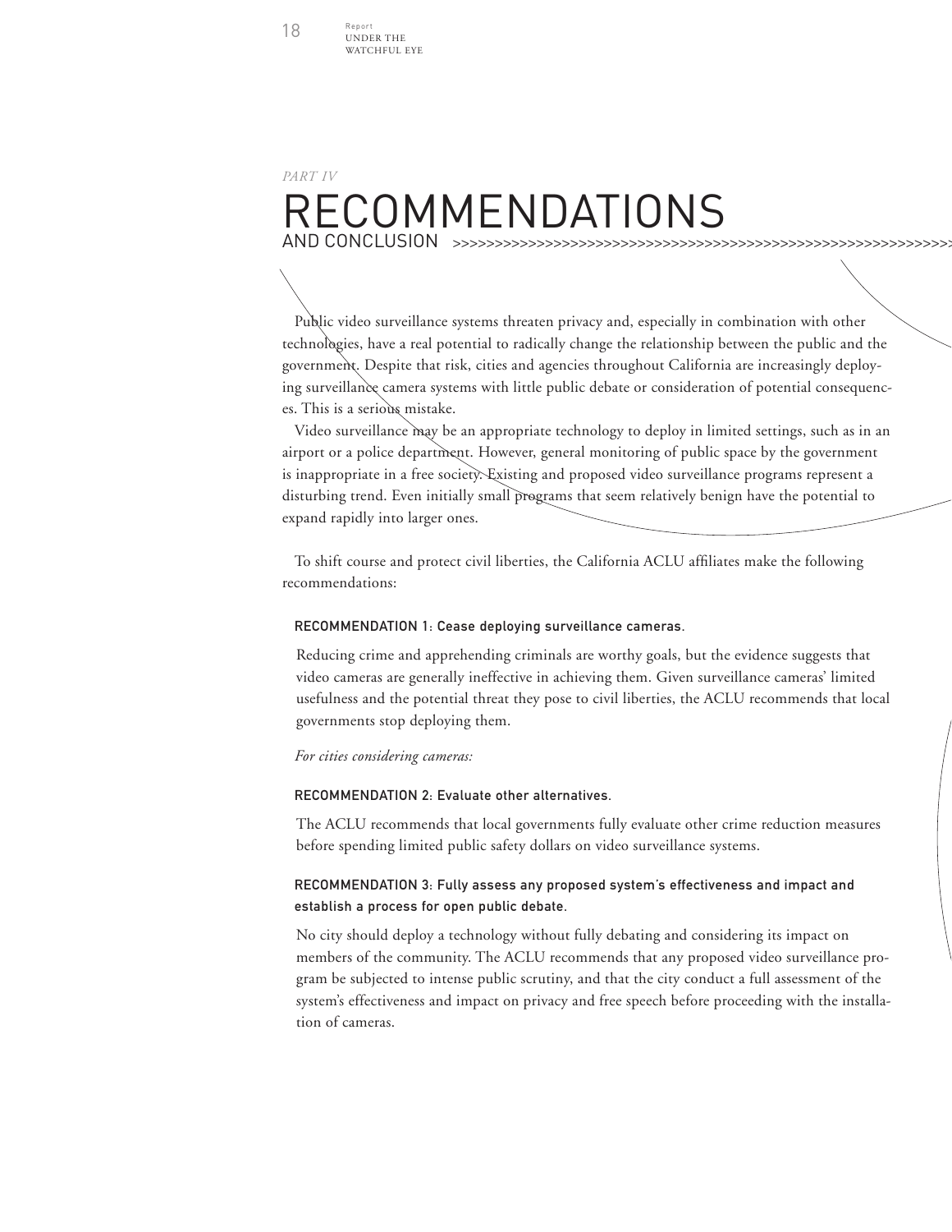*PART IV*

# RECOMMENDATIONS

## AND CONCLUSION

Public video surveillance systems threaten privacy and, especially in combination with other technologies, have a real potential to radically change the relationship between the public and the government. Despite that risk, cities and agencies throughout California are increasingly deploying surveillance camera systems with little public debate or consideration of potential consequences. This is a serious mistake.

Video surveillance may be an appropriate technology to deploy in limited settings, such as in an airport or a police department. However, general monitoring of public space by the government is inappropriate in a free society. Existing and proposed video surveillance programs represent a disturbing trend. Even initially small programs that seem relatively benign have the potential to expand rapidly into larger ones.

To shift course and protect civil liberties, the California ACLU affiliates make the following recommendations:

**RECOMMENDATION 1: Cease deploying surveillance cameras.**

Reducing crime and apprehending criminals are worthy goals, but the evidence suggests that video cameras are generally ineffective in achieving them. Given surveillance cameras' limited usefulness and the potential threat they pose to civil liberties, the ACLU recommends that local governments stop deploying them.

*For cities considering cameras:*

**RECOMMENDATION 2: Evaluate other alternatives.**

The ACLU recommends that local governments fully evaluate other crime reduction measures before spending limited public safety dollars on video surveillance systems.

**RECOMMENDATION 3: Fully assess any proposed system's effectiveness and impact and establish a process for open public debate.**

No city should deploy a technology without fully debating and considering its impact on members of the community. The ACLU recommends that any proposed video surveillance program be subjected to intense public scrutiny, and that the city conduct a full assessment of the system's effectiveness and impact on privacy and free speech before proceeding with the installation of cameras.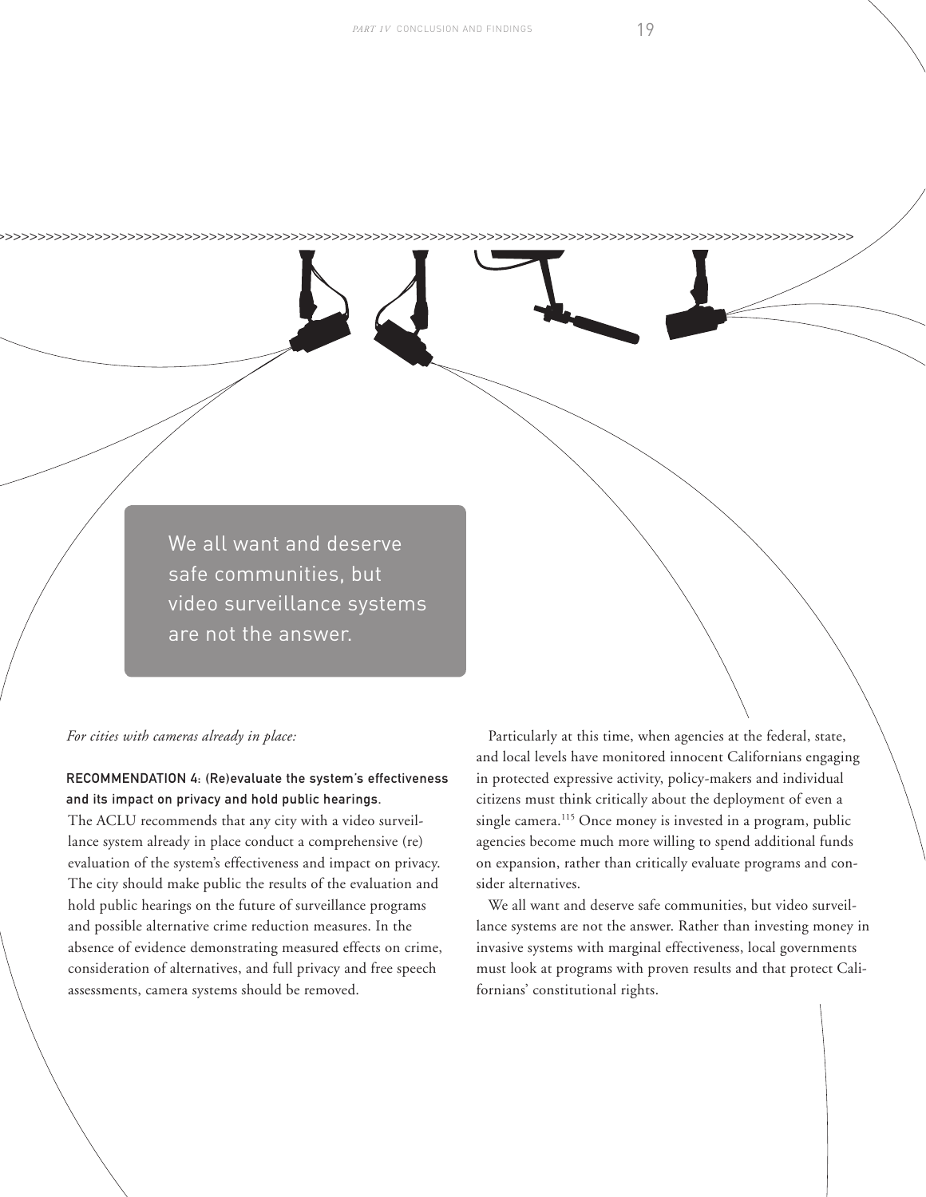We all want and deserve safe communities, but video surveillance systems are not the answer.

*For cities with cameras already in place:*

**RECOMMENDATION 4: (Re)evaluate the system's effectiveness and its impact on privacy and hold public hearings.**

The ACLU recommends that any city with a video surveillance system already in place conduct a comprehensive (re) evaluation of the system's effectiveness and impact on privacy. The city should make public the results of the evaluation and hold public hearings on the future of surveillance programs and possible alternative crime reduction measures. In the absence of evidence demonstrating measured effects on crime, consideration of alternatives, and full privacy and free speech assessments, camera systems should be removed.

Particularly at this time, when agencies at the federal, state, and local levels have monitored innocent Californians engaging in protected expressive activity, policy-makers and individual citizens must think critically about the deployment of even a single camera.[115] Once money is invested in a program, public agencies become much more willing to spend additional funds on expansion, rather than critically evaluate programs and consider alternatives.

We all want and deserve safe communities, but video surveillance systems are not the answer. Rather than investing money in invasive systems with marginal effectiveness, local governments must look at programs with proven results and that protect Californians' constitutional rights.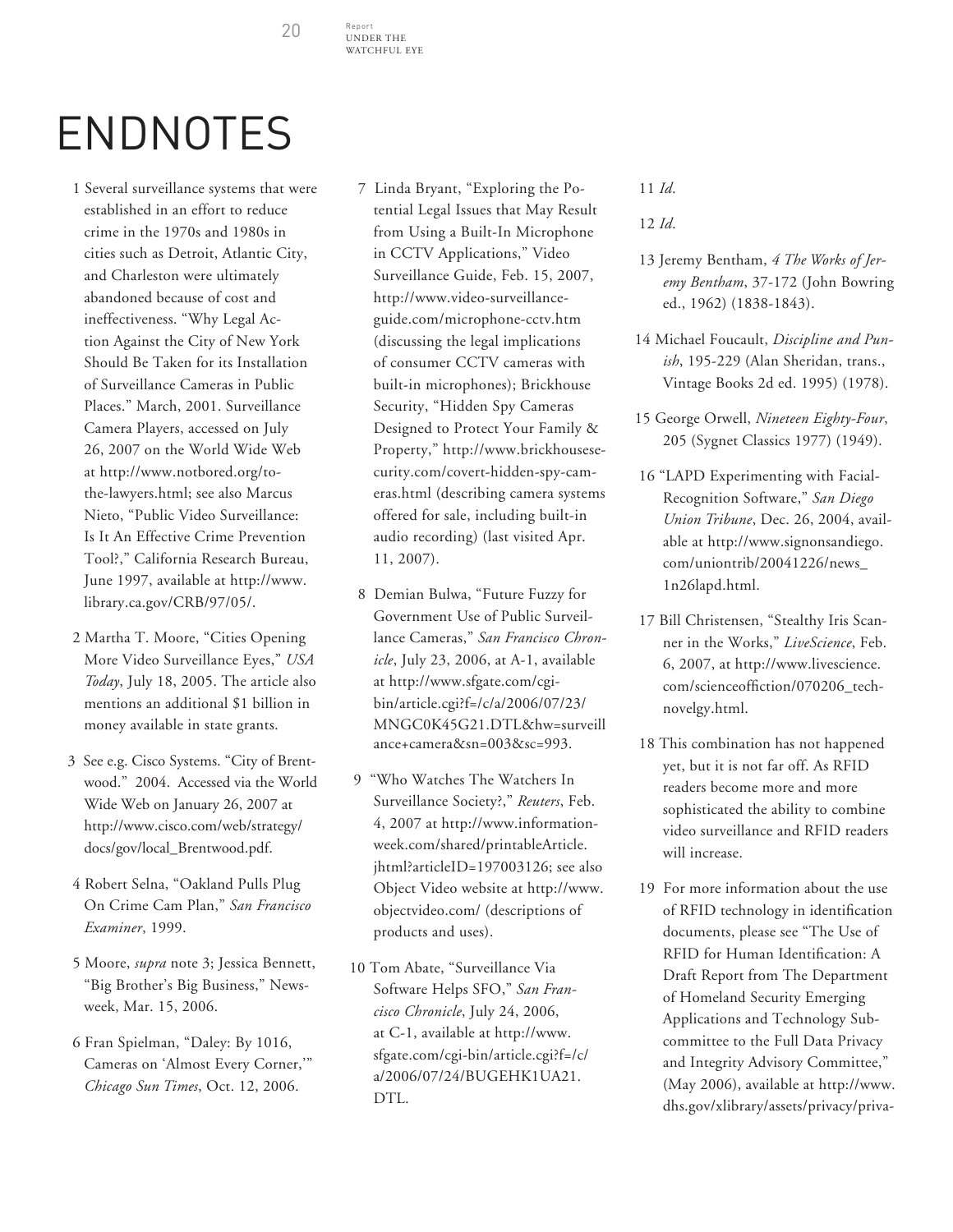# ENDNOTES

1 Several surveillance systems that were established in an effort to reduce crime in the 1970s and 1980s in cities such as Detroit, Atlantic City, and Charleston were ultimately abandoned because of cost and ineffectiveness. "Why Legal Action Against the City of New York Should Be Taken for its Installation of Surveillance Cameras in Public Places." March, 2001. Surveillance Camera Players, accessed on July 26, 2007 on the World Wide Web at http://www.notbored.org/to-the-lawyers.html; see also Marcus Nieto, "Public Video Surveillance: Is It An Effective Crime Prevention Tool?," California Research Bureau, June 1997, available at http://www.library.ca.gov/CRB/97/05/.

2 Martha T. Moore, "Cities Opening More Video Surveillance Eyes," *USA Today*, July 18, 2005. The article also mentions an additional $1 billion in money available in state grants.

3 See e.g. Cisco Systems. "City of Brentwood." 2004. Accessed via the World Wide Web on January 26, 2007 at http://www.cisco.com/web/strategy/docs/gov/local_Brentwood.pdf.

4 Robert Selna, "Oakland Pulls Plug On Crime Cam Plan," *San Francisco Examiner*, 1999.

5 Moore, *supra* note 3; Jessica Bennett, "Big Brother's Big Business," Newsweek, Mar. 15, 2006.

6 Fran Spielman, "Daley: By 1016, Cameras on 'Almost Every Corner,'" *Chicago Sun Times*, Oct. 12, 2006.

7 Linda Bryant, "Exploring the Potential Legal Issues that May Result from Using a Built-In Microphone in CCTV Applications," Video Surveillance Guide, Feb. 15, 2007, http://www.video-surveillance-guide.com/microphone-cctv.htm (discussing the legal implications of consumer CCTV cameras with built-in microphones); Brickhouse Security, "Hidden Spy Cameras Designed to Protect Your Family & Property," http://www.brickhousesecurity.com/covert-hidden-spy-cameras.html (describing camera systems offered for sale, including built-in audio recording) (last visited Apr. 11, 2007).

8 Demian Bulwa, "Future Fuzzy for Government Use of Public Surveillance Cameras," *San Francisco Chronicle*, July 23, 2006, at A-1, available at http://www.sfgate.com/cgi-bin/article.cgi?f=/c/a/2006/07/23/MNGC0K45G21.DTL&hw=surveillance+camera&sn=003&sc=993.

9 "Who Watches The Watchers In Surveillance Society?," *Reuters*, Feb. 4, 2007 at http://www.informationweek.com/shared/printableArticle.jhtml?articleID=197003126; see also Object Video website at http://www.objectvideo.com/ (descriptions of products and uses).

10 Tom Abate, "Surveillance Via Software Helps SFO," *San Francisco Chronicle*, July 24, 2006, at C-1, available at http://www.sfgate.com/cgi-bin/article.cgi?f=/c/a/2006/07/24/BUGEHK1UA21.DTL.

11 *Id*.

12 *Id*.

13 Jeremy Bentham, *4 The Works of Jeremy Bentham*, 37-172 (John Bowring ed., 1962) (1838-1843).

14 Michael Foucault, *Discipline and Punish*, 195-229 (Alan Sheridan, trans., Vintage Books 2d ed. 1995) (1978).

15 George Orwell, *Nineteen Eighty-Four*, 205 (Sygnet Classics 1977) (1949).

16 "LAPD Experimenting with Facial-Recognition Software," *San Diego Union Tribune*, Dec. 26, 2004, available at http://www.signonsandiego.com/uniontrib/20041226/news_1n26lapd.html.

17 Bill Christensen, "Stealthy Iris Scanner in the Works," *LiveScience*, Feb. 6, 2007, at http://www.livescience.com/scienceoffiction/070206_technovelgy.html.

18 This combination has not happened yet, but it is not far off. As RFID readers become more and more sophisticated the ability to combine video surveillance and RFID readers will increase.

19 For more information about the use of RFID technology in identification documents, please see "The Use of RFID for Human Identification: A Draft Report from The Department of Homeland Security Emerging Applications and Technology Subcommittee to the Full Data Privacy and Integrity Advisory Committee," (May 2006), available at http://www.dhs.gov/xlibrary/assets/privacy/priva-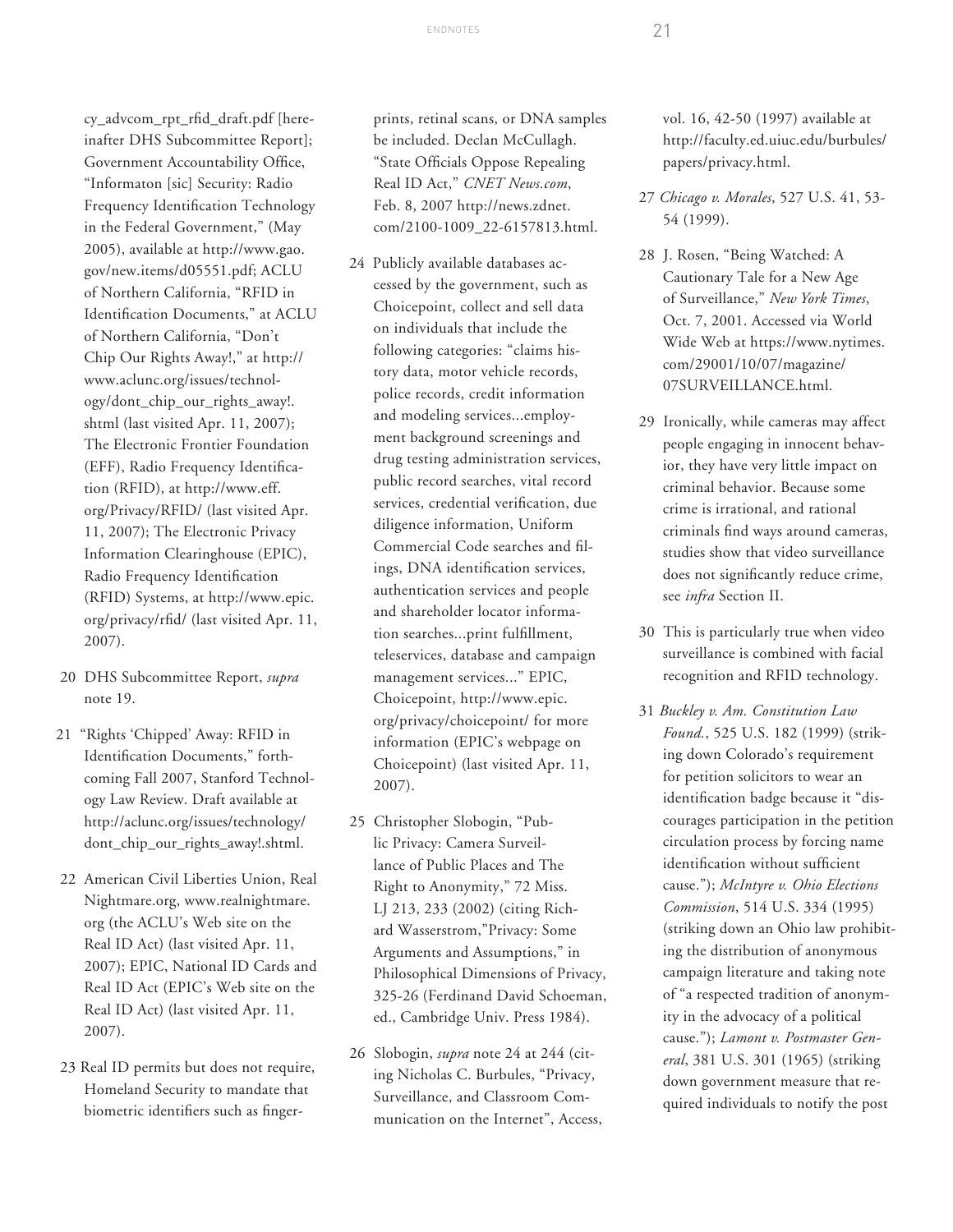cy_advcom_rpt_rfid_draft.pdf [hereinafter DHS Subcommittee Report]; Government Accountability Office, "Informaton [sic] Security: Radio Frequency Identification Technology in the Federal Government," (May 2005), available at http://www.gao.gov/new.items/d05551.pdf; ACLU of Northern California, "RFID in Identification Documents," at ACLU of Northern California, "Don't Chip Our Rights Away!," at http://www.aclunc.org/issues/technology/dont_chip_our_rights_away!.shtml (last visited Apr. 11, 2007); The Electronic Frontier Foundation (EFF), Radio Frequency Identification (RFID), at http://www.eff.org/Privacy/RFID/ (last visited Apr. 11, 2007); The Electronic Privacy Information Clearinghouse (EPIC), Radio Frequency Identification (RFID) Systems, at http://www.epic.org/privacy/rfid/ (last visited Apr. 11, 2007).

20 DHS Subcommittee Report, *supra* note 19.

21 "Rights 'Chipped' Away: RFID in Identification Documents," forthcoming Fall 2007, Stanford Technology Law Review. Draft available at http://aclunc.org/issues/technology/dont_chip_our_rights_away!.shtml.

22 American Civil Liberties Union, Real Nightmare.org, www.realnightmare.org (the ACLU's Web site on the Real ID Act) (last visited Apr. 11, 2007); EPIC, National ID Cards and Real ID Act (EPIC's Web site on the Real ID Act) (last visited Apr. 11, 2007).

23 Real ID permits but does not require, Homeland Security to mandate that biometric identifiers such as fingerprints, retinal scans, or DNA samples be included. Declan McCullagh. "State Officials Oppose Repealing Real ID Act," *CNET News.com*, Feb. 8, 2007 http://news.zdnet.com/2100-1009_22-6157813.html.

24 Publicly available databases accessed by the government, such as Choicepoint, collect and sell data on individuals that include the following categories: "claims history data, motor vehicle records, police records, credit information and modeling services...employment background screenings and drug testing administration services, public record searches, vital record services, credential verification, due diligence information, Uniform Commercial Code searches and filings, DNA identification services, authentication services and people and shareholder locator information searches...print fulfillment, teleservices, database and campaign management services..." EPIC, Choicepoint, http://www.epic.org/privacy/choicepoint/ for more information (EPIC's webpage on Choicepoint) (last visited Apr. 11, 2007).

25 Christopher Slobogin, "Public Privacy: Camera Surveillance of Public Places and The Right to Anonymity," 72 Miss. LJ 213, 233 (2002) (citing Richard Wasserstrom,"Privacy: Some Arguments and Assumptions," in Philosophical Dimensions of Privacy, 325-26 (Ferdinand David Schoeman, ed., Cambridge Univ. Press 1984).

26 Slobogin, *supra* note 24 at 244 (citing Nicholas C. Burbules, "Privacy, Surveillance, and Classroom Communication on the Internet", Access, vol. 16, 42-50 (1997) available at http://faculty.ed.uiuc.edu/burbules/papers/privacy.html.

27 *Chicago v. Morales*, 527 U.S. 41, 53-54 (1999).

28 J. Rosen, "Being Watched: A Cautionary Tale for a New Age of Surveillance," *New York Times*, Oct. 7, 2001. Accessed via World Wide Web at https://www.nytimes.com/29001/10/07/magazine/07SURVEILLANCE.html.

29 Ironically, while cameras may affect people engaging in innocent behavior, they have very little impact on criminal behavior. Because some crime is irrational, and rational criminals find ways around cameras, studies show that video surveillance does not significantly reduce crime, see *infra* Section II.

30 This is particularly true when video surveillance is combined with facial recognition and RFID technology.

31 *Buckley v. Am. Constitution Law Found.*, 525 U.S. 182 (1999) (striking down Colorado's requirement for petition solicitors to wear an identification badge because it "discourages participation in the petition circulation process by forcing name identification without sufficient cause."); *McIntyre v. Ohio Elections Commission*, 514 U.S. 334 (1995) (striking down an Ohio law prohibiting the distribution of anonymous campaign literature and taking note of "a respected tradition of anonymity in the advocacy of a political cause."); *Lamont v. Postmaster General*, 381 U.S. 301 (1965) (striking down government measure that required individuals to notify the post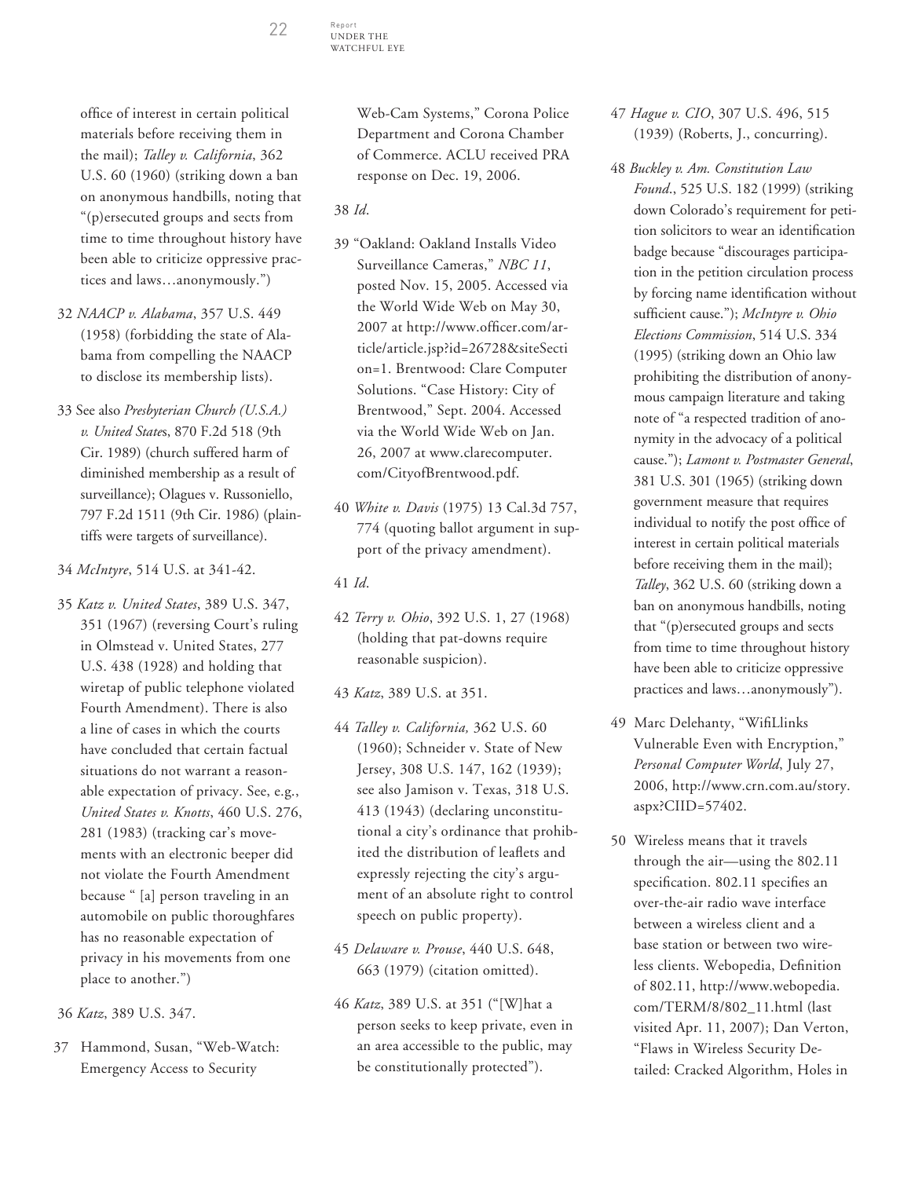office of interest in certain political materials before receiving them in the mail); *Talley v. California*, 362 U.S. 60 (1960) (striking down a ban on anonymous handbills, noting that "(p)ersecuted groups and sects from time to time throughout history have been able to criticize oppressive practices and laws…anonymously.")

32 *NAACP v. Alabama*, 357 U.S. 449 (1958) (forbidding the state of Alabama from compelling the NAACP to disclose its membership lists).

33 See also *Presbyterian Church (U.S.A.) v. United States*, 870 F.2d 518 (9th Cir. 1989) (church suffered harm of diminished membership as a result of surveillance); Olagues v. Russoniello, 797 F.2d 1511 (9th Cir. 1986) (plaintiffs were targets of surveillance).

34 *McIntyre*, 514 U.S. at 341-42.

35 *Katz v. United States*, 389 U.S. 347, 351 (1967) (reversing Court's ruling in Olmstead v. United States, 277 U.S. 438 (1928) and holding that wiretap of public telephone violated Fourth Amendment). There is also a line of cases in which the courts have concluded that certain factual situations do not warrant a reasonable expectation of privacy. See, e.g., *United States v. Knotts*, 460 U.S. 276, 281 (1983) (tracking car's movements with an electronic beeper did not violate the Fourth Amendment because " [a] person traveling in an automobile on public thoroughfares has no reasonable expectation of privacy in his movements from one place to another.")

36 *Katz*, 389 U.S. 347.

37 Hammond, Susan, "Web-Watch: Emergency Access to Security Web-Cam Systems," Corona Police Department and Corona Chamber of Commerce. ACLU received PRA response on Dec. 19, 2006.

38 *Id*.

39 "Oakland: Oakland Installs Video Surveillance Cameras," *NBC 11*, posted Nov. 15, 2005. Accessed via the World Wide Web on May 30, 2007 at http://www.officer.com/article/article.jsp?id=26728&siteSection=1. Brentwood: Clare Computer Solutions. "Case History: City of Brentwood," Sept. 2004. Accessed via the World Wide Web on Jan. 26, 2007 at www.clarecomputer.com/CityofBrentwood.pdf.

40 *White v. Davis* (1975) 13 Cal.3d 757, 774 (quoting ballot argument in support of the privacy amendment).

41 *Id*.

42 *Terry v. Ohio*, 392 U.S. 1, 27 (1968) (holding that pat-downs require reasonable suspicion).

43 *Katz*, 389 U.S. at 351.

44 *Talley v. California,* 362 U.S. 60 (1960); Schneider v. State of New Jersey, 308 U.S. 147, 162 (1939); see also Jamison v. Texas, 318 U.S. 413 (1943) (declaring unconstitutional a city's ordinance that prohibited the distribution of leaflets and expressly rejecting the city's argument of an absolute right to control speech on public property).

45 *Delaware v. Prouse*, 440 U.S. 648, 663 (1979) (citation omitted).

46 *Katz*, 389 U.S. at 351 ("[W]hat a person seeks to keep private, even in an area accessible to the public, may be constitutionally protected").

47 *Hague v. CIO*, 307 U.S. 496, 515 (1939) (Roberts, J., concurring).

48 *Buckley v. Am. Constitution Law Found*., 525 U.S. 182 (1999) (striking down Colorado's requirement for petition solicitors to wear an identification badge because "discourages participation in the petition circulation process by forcing name identification without sufficient cause."); *McIntyre v. Ohio Elections Commission*, 514 U.S. 334 (1995) (striking down an Ohio law prohibiting the distribution of anonymous campaign literature and taking note of "a respected tradition of anonymity in the advocacy of a political cause."); *Lamont v. Postmaster General*, 381 U.S. 301 (1965) (striking down government measure that requires individual to notify the post office of interest in certain political materials before receiving them in the mail); *Talley*, 362 U.S. 60 (striking down a ban on anonymous handbills, noting that "(p)ersecuted groups and sects from time to time throughout history have been able to criticize oppressive practices and laws…anonymously").

49 Marc Delehanty, "WifiLlinks Vulnerable Even with Encryption," *Personal Computer World*, July 27, 2006, http://www.crn.com.au/story.aspx?CIID=57402.

50 Wireless means that it travels through the air—using the 802.11 specification. 802.11 specifies an over-the-air radio wave interface between a wireless client and a base station or between two wireless clients. Webopedia, Definition of 802.11, http://www.webopedia.com/TERM/8/802_11.html (last visited Apr. 11, 2007); Dan Verton, "Flaws in Wireless Security Detailed: Cracked Algorithm, Holes in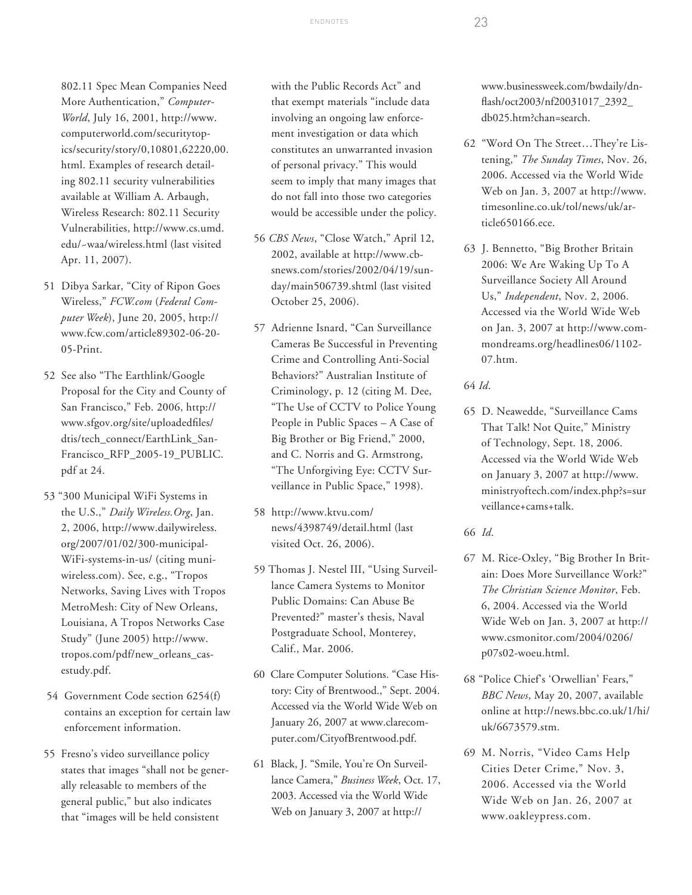802.11 Spec Mean Companies Need More Authentication," *Computer-World*, July 16, 2001, http://www.computerworld.com/securitytopics/security/story/0,10801,62220,00.html. Examples of research detailing 802.11 security vulnerabilities available at William A. Arbaugh, Wireless Research: 802.11 Security Vulnerabilities, http://www.cs.umd.edu/~waa/wireless.html (last visited Apr. 11, 2007).

51 Dibya Sarkar, "City of Ripon Goes Wireless," *FCW.com* (*Federal Computer Week*), June 20, 2005, http://www.fcw.com/article89302-06-20-05-Print.

52 See also "The Earthlink/Google Proposal for the City and County of San Francisco," Feb. 2006, http://www.sfgov.org/site/uploadedfiles/dtis/tech_connect/EarthLink_San-Francisco_RFP_2005-19_PUBLIC.pdf at 24.

53 "300 Municipal WiFi Systems in the U.S.," *Daily Wireless.Org*, Jan. 2, 2006, http://www.dailywireless.org/2007/01/02/300-municipal-WiFi-systems-in-us/ (citing muniwireless.com). See, e.g., "Tropos Networks, Saving Lives with Tropos MetroMesh: City of New Orleans, Louisiana, A Tropos Networks Case Study" (June 2005) http://www.tropos.com/pdf/new_orleans_casestudy.pdf.

54 Government Code section 6254(f) contains an exception for certain law enforcement information.

55 Fresno's video surveillance policy states that images "shall not be generally releasable to members of the general public," but also indicates that "images will be held consistent with the Public Records Act" and that exempt materials "include data involving an ongoing law enforcement investigation or data which constitutes an unwarranted invasion of personal privacy." This would seem to imply that many images that do not fall into those two categories would be accessible under the policy.

56 *CBS News*, "Close Watch," April 12, 2002, available at http://www.cbsnews.com/stories/2002/04/19/sunday/main506739.shtml (last visited October 25, 2006).

57 Adrienne Isnard, "Can Surveillance Cameras Be Successful in Preventing Crime and Controlling Anti-Social Behaviors?" Australian Institute of Criminology, p. 12 (citing M. Dee, "The Use of CCTV to Police Young People in Public Spaces – A Case of Big Brother or Big Friend," 2000, and C. Norris and G. Armstrong, "The Unforgiving Eye: CCTV Surveillance in Public Space," 1998).

58 http://www.ktvu.com/news/4398749/detail.html (last visited Oct. 26, 2006).

59 Thomas J. Nestel III, "Using Surveillance Camera Systems to Monitor Public Domains: Can Abuse Be Prevented?" master's thesis, Naval Postgraduate School, Monterey, Calif., Mar. 2006.

60 Clare Computer Solutions. "Case History: City of Brentwood.," Sept. 2004. Accessed via the World Wide Web on January 26, 2007 at www.clarecomputer.com/CityofBrentwood.pdf.

61 Black, J. "Smile, You're On Surveillance Camera," *Business Week*, Oct. 17, 2003. Accessed via the World Wide Web on January 3, 2007 at http://www.businessweek.com/bwdaily/dnflash/oct2003/nf20031017_2392_db025.htm?chan=search.

62 "Word On The Street…They're Listening," *The Sunday Times*, Nov. 26, 2006. Accessed via the World Wide Web on Jan. 3, 2007 at http://www.timesonline.co.uk/tol/news/uk/article650166.ece.

63 J. Bennetto, "Big Brother Britain 2006: We Are Waking Up To A Surveillance Society All Around Us," *Independent*, Nov. 2, 2006. Accessed via the World Wide Web on Jan. 3, 2007 at http://www.commondreams.org/headlines06/1102-07.htm.

64 *Id*.

65 D. Neawedde, "Surveillance Cams That Talk! Not Quite," Ministry of Technology, Sept. 18, 2006. Accessed via the World Wide Web on January 3, 2007 at http://www.ministryoftech.com/index.php?s=surveillance+cams+talk.

66 *Id*.

67 M. Rice-Oxley, "Big Brother In Britain: Does More Surveillance Work?" *The Christian Science Monitor*, Feb. 6, 2004. Accessed via the World Wide Web on Jan. 3, 2007 at http://www.csmonitor.com/2004/0206/p07s02-woeu.html.

68 "Police Chief's 'Orwellian' Fears," *BBC News*, May 20, 2007, available online at http://news.bbc.co.uk/1/hi/uk/6673579.stm.

69 M. Norris, "Video Cams Help Cities Deter Crime," Nov. 3, 2006. Accessed via the World Wide Web on Jan. 26, 2007 at www.oakleypress.com.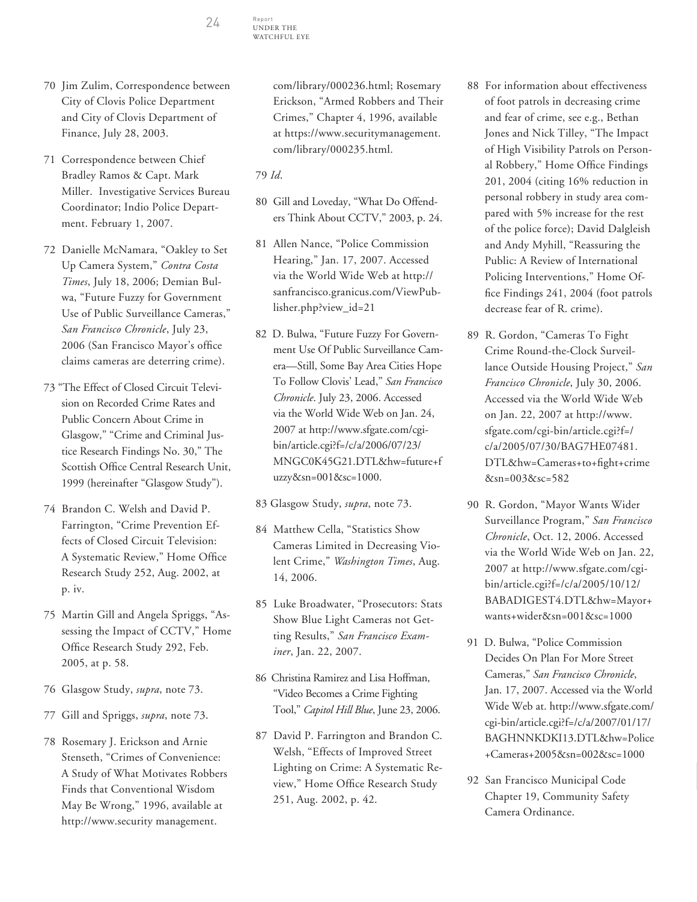70 Jim Zulim, Correspondence between City of Clovis Police Department and City of Clovis Department of Finance, July 28, 2003.

71 Correspondence between Chief Bradley Ramos & Capt. Mark Miller. Investigative Services Bureau Coordinator; Indio Police Department. February 1, 2007.

72 Danielle McNamara, "Oakley to Set Up Camera System," *Contra Costa Times*, July 18, 2006; Demian Bulwa, "Future Fuzzy for Government Use of Public Surveillance Cameras," *San Francisco Chronicle*, July 23, 2006 (San Francisco Mayor's office claims cameras are deterring crime).

73 "The Effect of Closed Circuit Television on Recorded Crime Rates and Public Concern About Crime in Glasgow," "Crime and Criminal Justice Research Findings No. 30," The Scottish Office Central Research Unit, 1999 (hereinafter "Glasgow Study").

74 Brandon C. Welsh and David P. Farrington, "Crime Prevention Effects of Closed Circuit Television: A Systematic Review," Home Office Research Study 252, Aug. 2002, at p. iv.

75 Martin Gill and Angela Spriggs, "Assessing the Impact of CCTV," Home Office Research Study 292, Feb. 2005, at p. 58.

76 Glasgow Study, *supra*, note 73.

77 Gill and Spriggs, *supra*, note 73.

78 Rosemary J. Erickson and Arnie Stenseth, "Crimes of Convenience: A Study of What Motivates Robbers Finds that Conventional Wisdom May Be Wrong," 1996, available at http://www.security management.com/library/000236.html; Rosemary Erickson, "Armed Robbers and Their Crimes," Chapter 4, 1996, available at https://www.securitymanagement.com/library/000235.html.

79 *Id*.

80 Gill and Loveday, "What Do Offenders Think About CCTV," 2003, p. 24.

81 Allen Nance, "Police Commission Hearing," Jan. 17, 2007. Accessed via the World Wide Web at http://sanfrancisco.granicus.com/ViewPublisher.php?view_id=21

82 D. Bulwa, "Future Fuzzy For Government Use Of Public Surveillance Camera—Still, Some Bay Area Cities Hope To Follow Clovis' Lead," *San Francisco Chronicle*. July 23, 2006. Accessed via the World Wide Web on Jan. 24, 2007 at http://www.sfgate.com/cgi-bin/article.cgi?f=/c/a/2006/07/23/MNGC0K45G21.DTL&hw=future+fuzzy&sn=001&sc=1000.

83 Glasgow Study, *supra*, note 73.

84 Matthew Cella, "Statistics Show Cameras Limited in Decreasing Violent Crime," *Washington Times*, Aug. 14, 2006.

85 Luke Broadwater, "Prosecutors: Stats Show Blue Light Cameras not Getting Results," *San Francisco Examiner*, Jan. 22, 2007.

86 Christina Ramirez and Lisa Hoffman, "Video Becomes a Crime Fighting Tool," *Capitol Hill Blue*, June 23, 2006.

87 David P. Farrington and Brandon C. Welsh, "Effects of Improved Street Lighting on Crime: A Systematic Review," Home Office Research Study 251, Aug. 2002, p. 42.

88 For information about effectiveness of foot patrols in decreasing crime and fear of crime, see e.g., Bethan Jones and Nick Tilley, "The Impact of High Visibility Patrols on Personal Robbery," Home Office Findings 201, 2004 (citing 16% reduction in personal robbery in study area compared with 5% increase for the rest of the police force); David Dalgleish and Andy Myhill, "Reassuring the Public: A Review of International Policing Interventions," Home Office Findings 241, 2004 (foot patrols decrease fear of R. crime).

89 R. Gordon, "Cameras To Fight Crime Round-the-Clock Surveillance Outside Housing Project," *San Francisco Chronicle*, July 30, 2006. Accessed via the World Wide Web on Jan. 22, 2007 at http://www.sfgate.com/cgi-bin/article.cgi?f=/c/a/2005/07/30/BAG7HE07481.DTL&hw=Cameras+to+fight+crime&sn=003&sc=582

90 R. Gordon, "Mayor Wants Wider Surveillance Program," *San Francisco Chronicle*, Oct. 12, 2006. Accessed via the World Wide Web on Jan. 22, 2007 at http://www.sfgate.com/cgi-bin/article.cgi?f=/c/a/2005/10/12/BABADIGEST4.DTL&hw=Mayor+wants+wider&sn=001&sc=1000

91 D. Bulwa, "Police Commission Decides On Plan For More Street Cameras," *San Francisco Chronicle*, Jan. 17, 2007. Accessed via the World Wide Web at. http://www.sfgate.com/cgi-bin/article.cgi?f=/c/a/2007/01/17/BAGHNNKDKI13.DTL&hw=Police+Cameras+2005&sn=002&sc=1000

92 San Francisco Municipal Code Chapter 19, Community Safety Camera Ordinance.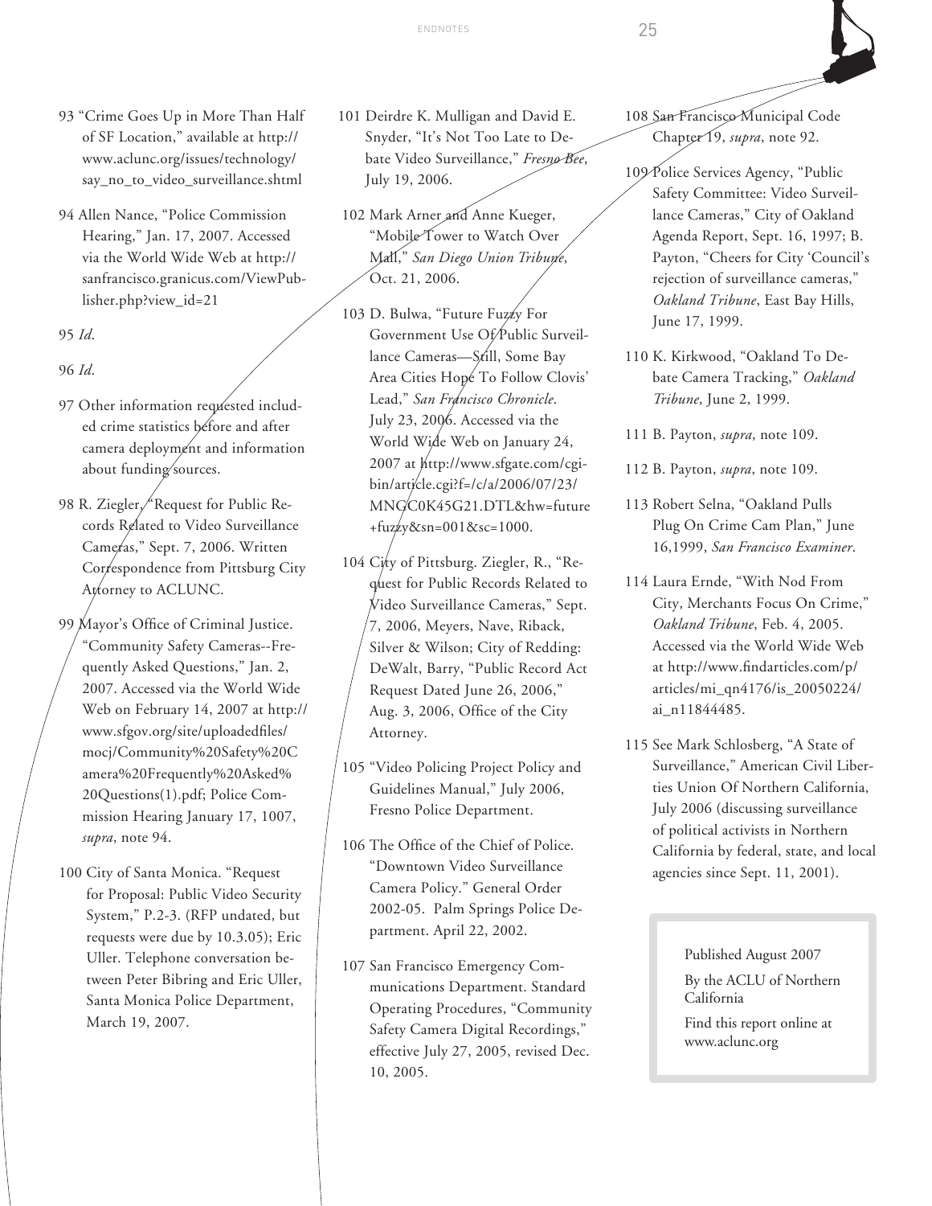93 "Crime Goes Up in More Than Half of SF Location," available at http://www.aclunc.org/issues/technology/say_no_to_video_surveillance.shtml

94 Allen Nance, "Police Commission Hearing," Jan. 17, 2007. Accessed via the World Wide Web at http://sanfrancisco.granicus.com/ViewPublisher.php?view_id=21

95 *Id*.

96 *Id*.

97 Other information requested included crime statistics before and after camera deployment and information about funding sources.

98 R. Ziegler, "Request for Public Records Related to Video Surveillance Cameras," Sept. 7, 2006. Written Correspondence from Pittsburg City Attorney to ACLUNC.

99 Mayor's Office of Criminal Justice. "Community Safety Cameras--Frequently Asked Questions," Jan. 2, 2007. Accessed via the World Wide Web on February 14, 2007 at http://www.sfgov.org/site/uploadedfiles/mocj/Community%20Safety%20Camera%20Frequently%20Asked%20Questions(1).pdf; Police Commission Hearing January 17, 1007, *supra*, note 94.

100 City of Santa Monica. "Request for Proposal: Public Video Security System," P.2-3. (RFP undated, but requests were due by 10.3.05); Eric Uller. Telephone conversation between Peter Bibring and Eric Uller, Santa Monica Police Department, March 19, 2007.

101 Deirdre K. Mulligan and David E. Snyder, "It's Not Too Late to Debate Video Surveillance," *Fresno Bee*, July 19, 2006.

102 Mark Arner and Anne Kueger, "Mobile Tower to Watch Over Mall," *San Diego Union Tribune*, Oct. 21, 2006.

103 D. Bulwa, "Future Fuzzy For Government Use Of Public Surveillance Cameras—Still, Some Bay Area Cities Hope To Follow Clovis' Lead," *San Francisco Chronicle*. July 23, 2006. Accessed via the World Wide Web on January 24, 2007 at http://www.sfgate.com/cgi-bin/article.cgi?f=/c/a/2006/07/23/MNGC0K45G21.DTL&hw=future+fuzzy&sn=001&sc=1000.

104 City of Pittsburg. Ziegler, R., "Request for Public Records Related to Video Surveillance Cameras," Sept. 7, 2006, Meyers, Nave, Riback, Silver & Wilson; City of Redding: DeWalt, Barry, "Public Record Act Request Dated June 26, 2006," Aug. 3, 2006, Office of the City Attorney.

105 "Video Policing Project Policy and Guidelines Manual," July 2006, Fresno Police Department.

106 The Office of the Chief of Police. "Downtown Video Surveillance Camera Policy." General Order 2002-05. Palm Springs Police Department. April 22, 2002.

107 San Francisco Emergency Communications Department. Standard Operating Procedures, "Community Safety Camera Digital Recordings," effective July 27, 2005, revised Dec. 10, 2005.

108 San Francisco Municipal Code Chapter 19, *supra*, note 92.

109 Police Services Agency, "Public Safety Committee: Video Surveillance Cameras," City of Oakland Agenda Report, Sept. 16, 1997; B. Payton, "Cheers for City 'Council's rejection of surveillance cameras," *Oakland Tribune*, East Bay Hills, June 17, 1999.

110 K. Kirkwood, "Oakland To Debate Camera Tracking," *Oakland Tribune*, June 2, 1999.

111 B. Payton, *supra*, note 109.

112 B. Payton, *supra*, note 109.

113 Robert Selna, "Oakland Pulls Plug On Crime Cam Plan," June 16,1999, *San Francisco Examiner*.

114 Laura Ernde, "With Nod From City, Merchants Focus On Crime," *Oakland Tribune*, Feb. 4, 2005. Accessed via the World Wide Web at http://www.findarticles.com/p/articles/mi_qn4176/is_20050224/ai_n11844485.

115 See Mark Schlosberg, "A State of Surveillance," American Civil Liberties Union Of Northern California, July 2006 (discussing surveillance of political activists in Northern California by federal, state, and local agencies since Sept. 11, 2001).

Published August 2007

By the ACLU of Northern California

Find this report online at www.aclunc.org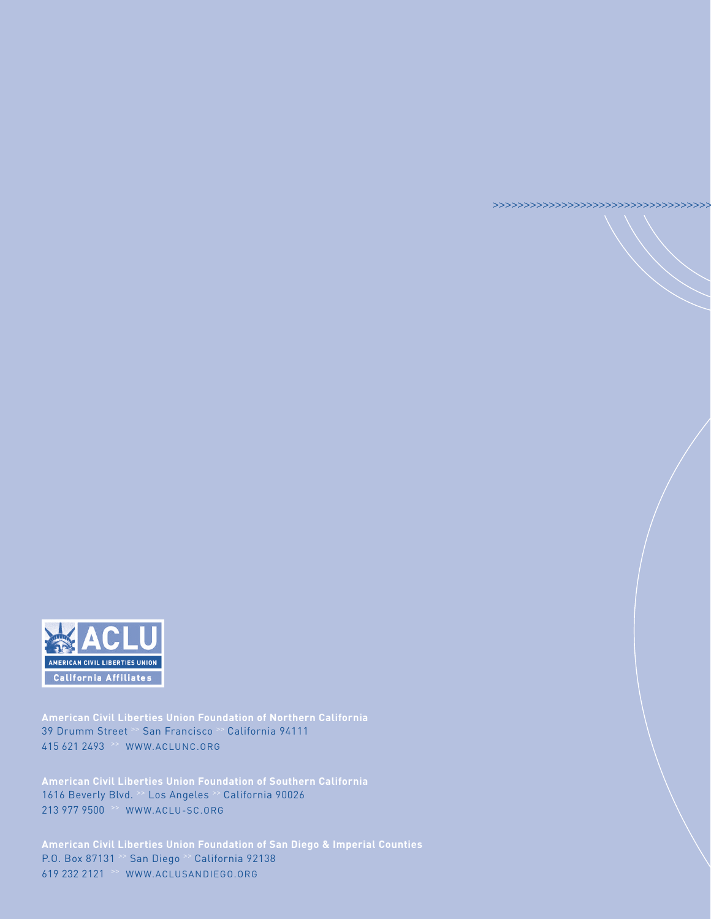ACLU

AMERICAN CIVIL LIBERTIES UNION

California Affiliates

**American Civil Liberties Union Foundation of Northern California**
39 Drumm Street >> San Francisco >> California 94111
415 621 2493 >> WWW.ACLUNC.ORG

**American Civil Liberties Union Foundation of Southern California**
1616 Beverly Blvd. >> Los Angeles >> California 90026
213 977 9500 >> WWW.ACLU-SC.ORG

**American Civil Liberties Union Foundation of San Diego & Imperial Counties**
P.O. Box 87131 >> San Diego >> California 92138
619 232 2121 >> WWW.ACLUSANDIEGO.ORG